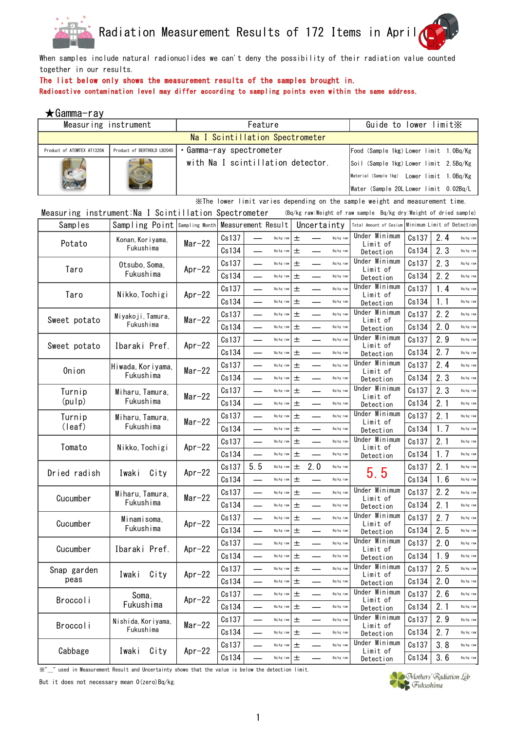# Radiation Measurement Results of 172 Items in April

When samples include natural radionuclides we can't deny the possibility of their radiation value counted together in our results.

The list below only shows the measurement results of the samples brought in.

Radioactive contamination level may differ according to sampling points even within the same address.

## ★Gamma-ray

| Measuring instrument | | Feature | Guide to lower limit※ |
|---|---|---|---|
| Na I Scintillation Spectrometer | | | |
| Product of ATOMTEX AT1320A | Product of BERTHOLD LB2045 | ・Gamma-ray spectrometer with Na I scintillation detector. | Food (Sample 1kg) Lower limit 1.0Bq/Kg<br>Soil (Sample 1kg) Lower limit 2.5Bq/Kg<br>Material (Sample 1kg) Lower limit 1.0Bq/Kg<br>Water (Sample 20L Lower limit 0.02Bq/L |

※The lower limit varies depending on the sample weight and measurement time.

Measuring instrument:Na I Scintillation Spectrometer (Bq/kg raw:Weight of raw sample Bq/kg dry:Weight of dried sample)

| Samples | Sampling Point | Sampling Month | Measurement Result | | Uncertainty | Total Amount of Cesium | Minimum Limit of Detection | |
|---|---|---|---|---|---|---|---|---|
| Potato | Konan, Koriyama, Fukushima | Mar-22 | Cs137 | — Bq/kg raw | ± — Bq/kg raw | Under Minimum Limit of Detection | Cs137 | 2.4 Bq/kg raw |
| | | | Cs134 | — Bq/kg raw | ± — Bq/kg raw | | Cs134 | 2.3 Bq/kg raw |
| Taro | Otsubo, Soma, Fukushima | Apr-22 | Cs137 | — Bq/kg raw | ± — Bq/kg raw | Under Minimum Limit of Detection | Cs137 | 2.3 Bq/kg raw |
| | | | Cs134 | — Bq/kg raw | ± — Bq/kg raw | | Cs134 | 2.2 Bq/kg raw |
| Taro | Nikko, Tochigi | Apr-22 | Cs137 | — Bq/kg raw | ± — Bq/kg raw | Under Minimum Limit of Detection | Cs137 | 1.4 Bq/kg raw |
| | | | Cs134 | — Bq/kg raw | ± — Bq/kg raw | | Cs134 | 1.1 Bq/kg raw |
| Sweet potato | Miyakoji, Tamura, Fukushima | Mar-22 | Cs137 | — Bq/kg raw | ± — Bq/kg raw | Under Minimum Limit of Detection | Cs137 | 2.2 Bq/kg raw |
| | | | Cs134 | — Bq/kg raw | ± — Bq/kg raw | | Cs134 | 2.0 Bq/kg raw |
| Sweet potato | Ibaraki Pref. | Apr-22 | Cs137 | — Bq/kg raw | ± — Bq/kg raw | Under Minimum Limit of Detection | Cs137 | 2.9 Bq/kg raw |
| | | | Cs134 | — Bq/kg raw | ± — Bq/kg raw | | Cs134 | 2.7 Bq/kg raw |
| Onion | Hiwada, Koriyama, Fukushima | Mar-22 | Cs137 | — Bq/kg raw | ± — Bq/kg raw | Under Minimum Limit of Detection | Cs137 | 2.4 Bq/kg raw |
| | | | Cs134 | — Bq/kg raw | ± — Bq/kg raw | | Cs134 | 2.3 Bq/kg raw |
| Turnip (pulp) | Miharu, Tamura, Fukushima | Mar-22 | Cs137 | — Bq/kg raw | ± — Bq/kg raw | Under Minimum Limit of Detection | Cs137 | 2.3 Bq/kg raw |
| | | | Cs134 | — Bq/kg raw | ± — Bq/kg raw | | Cs134 | 2.1 Bq/kg raw |
| Turnip (leaf) | Miharu, Tamura, Fukushima | Mar-22 | Cs137 | — Bq/kg raw | ± — Bq/kg raw | Under Minimum Limit of Detection | Cs137 | 2.1 Bq/kg raw |
| | | | Cs134 | — Bq/kg raw | ± — Bq/kg raw | | Cs134 | 1.7 Bq/kg raw |
| Tomato | Nikko, Tochigi | Apr-22 | Cs137 | — Bq/kg raw | ± — Bq/kg raw | Under Minimum Limit of Detection | Cs137 | 2.1 Bq/kg raw |
| | | | Cs134 | — Bq/kg raw | ± — Bq/kg raw | | Cs134 | 1.7 Bq/kg raw |
| Dried radish | Iwaki City | Apr-22 | Cs137 | 5.5 Bq/kg raw | ± 2.0 Bq/kg raw | 5.5 | Cs137 | 2.1 Bq/kg raw |
| | | | Cs134 | — Bq/kg raw | ± — Bq/kg raw | | Cs134 | 1.6 Bq/kg raw |
| Cucumber | Miharu, Tamura, Fukushima | Mar-22 | Cs137 | — Bq/kg raw | ± — Bq/kg raw | Under Minimum Limit of Detection | Cs137 | 2.2 Bq/kg raw |
| | | | Cs134 | — Bq/kg raw | ± — Bq/kg raw | | Cs134 | 2.1 Bq/kg raw |
| Cucumber | Minamisoma, Fukushima | Apr-22 | Cs137 | — Bq/kg raw | ± — Bq/kg raw | Under Minimum Limit of Detection | Cs137 | 2.7 Bq/kg raw |
| | | | Cs134 | — Bq/kg raw | ± — Bq/kg raw | | Cs134 | 2.5 Bq/kg raw |
| Cucumber | Ibaraki Pref. | Apr-22 | Cs137 | — Bq/kg raw | ± — Bq/kg raw | Under Minimum Limit of Detection | Cs137 | 2.0 Bq/kg raw |
| | | | Cs134 | — Bq/kg raw | ± — Bq/kg raw | | Cs134 | 1.9 Bq/kg raw |
| Snap garden peas | Iwaki City | Apr-22 | Cs137 | — Bq/kg raw | ± — Bq/kg raw | Under Minimum Limit of Detection | Cs137 | 2.5 Bq/kg raw |
| | | | Cs134 | — Bq/kg raw | ± — Bq/kg raw | | Cs134 | 2.0 Bq/kg raw |
| Broccoli | Soma, Fukushima | Apr-22 | Cs137 | — Bq/kg raw | ± — Bq/kg raw | Under Minimum Limit of Detection | Cs137 | 2.6 Bq/kg raw |
| | | | Cs134 | — Bq/kg raw | ± — Bq/kg raw | | Cs134 | 2.1 Bq/kg raw |
| Broccoli | Nishida, Koriyama, Fukushima | Mar-22 | Cs137 | — Bq/kg raw | ± — Bq/kg raw | Under Minimum Limit of Detection | Cs137 | 2.9 Bq/kg raw |
| | | | Cs134 | — Bq/kg raw | ± — Bq/kg raw | | Cs134 | 2.7 Bq/kg raw |
| Cabbage | Iwaki City | Apr-22 | Cs137 | — Bq/kg raw | ± — Bq/kg raw | Under Minimum Limit of Detection | Cs137 | 3.8 Bq/kg raw |
| | | | Cs134 | — Bq/kg raw | ± — Bq/kg raw | | Cs134 | 3.6 Bq/kg raw |

※"__" used in Measurement Result and Uncertainty shows that the value is below the detection limit.

But it does not necessary mean 0(zero)Bq/kg.

Mothers' Radiation Lab Fukushima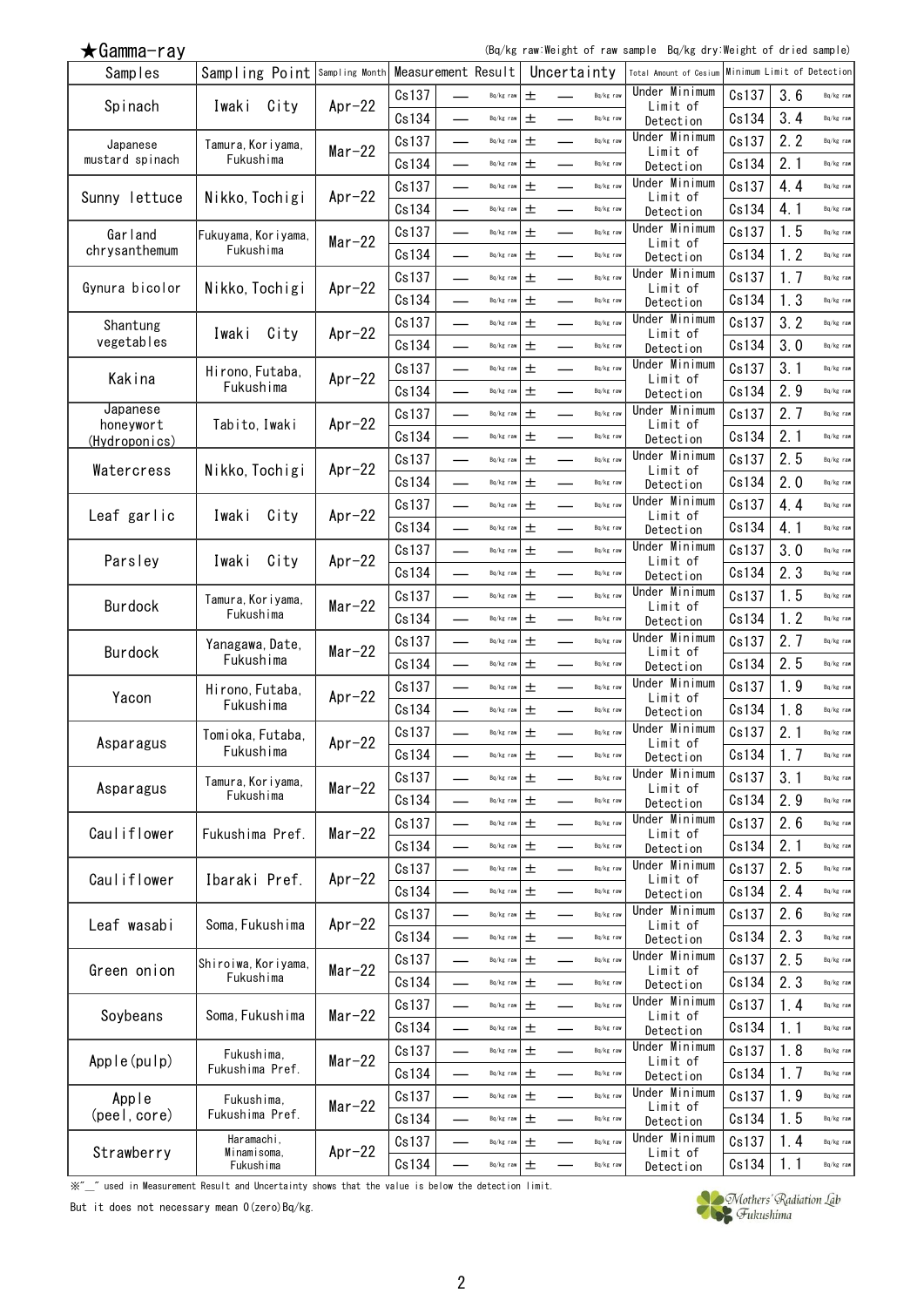## ★Gamma-ray

(Bq/kg raw:Weight of raw sample　Bq/kg dry:Weight of dried sample)

| Samples | Sampling Point | Sampling Month | Measurement Result | | | Uncertainty | | Total Amount of Cesium | Minimum Limit of Detection | | |
|---|---|---|---|---|---|---|---|---|---|---|---|
| Spinach | Iwaki City | Apr-22 | Cs137 | ― | Bq/kg raw | ± ― | Bq/kg raw | Under Minimum Limit of Detection | Cs137 | 3.6 | Bq/kg raw |
| | | | Cs134 | ― | Bq/kg raw | ± ― | Bq/kg raw | | Cs134 | 3.4 | Bq/kg raw |
| Japanese mustard spinach | Tamura,Koriyama, Fukushima | Mar-22 | Cs137 | ― | Bq/kg raw | ± ― | Bq/kg raw | Under Minimum Limit of Detection | Cs137 | 2.2 | Bq/kg raw |
| | | | Cs134 | ― | Bq/kg raw | ± ― | Bq/kg raw | | Cs134 | 2.1 | Bq/kg raw |
| Sunny lettuce | Nikko,Tochigi | Apr-22 | Cs137 | ― | Bq/kg raw | ± ― | Bq/kg raw | Under Minimum Limit of Detection | Cs137 | 4.4 | Bq/kg raw |
| | | | Cs134 | ― | Bq/kg raw | ± ― | Bq/kg raw | | Cs134 | 4.1 | Bq/kg raw |
| Garland chrysanthemum | Fukuyama,Koriyama, Fukushima | Mar-22 | Cs137 | ― | Bq/kg raw | ± ― | Bq/kg raw | Under Minimum Limit of Detection | Cs137 | 1.5 | Bq/kg raw |
| | | | Cs134 | ― | Bq/kg raw | ± ― | Bq/kg raw | | Cs134 | 1.2 | Bq/kg raw |
| Gynura bicolor | Nikko,Tochigi | Apr-22 | Cs137 | ― | Bq/kg raw | ± ― | Bq/kg raw | Under Minimum Limit of Detection | Cs137 | 1.7 | Bq/kg raw |
| | | | Cs134 | ― | Bq/kg raw | ± ― | Bq/kg raw | | Cs134 | 1.3 | Bq/kg raw |
| Shantung vegetables | Iwaki City | Apr-22 | Cs137 | ― | Bq/kg raw | ± ― | Bq/kg raw | Under Minimum Limit of Detection | Cs137 | 3.2 | Bq/kg raw |
| | | | Cs134 | ― | Bq/kg raw | ± ― | Bq/kg raw | | Cs134 | 3.0 | Bq/kg raw |
| Kakina | Hirono,Futaba, Fukushima | Apr-22 | Cs137 | ― | Bq/kg raw | ± ― | Bq/kg raw | Under Minimum Limit of Detection | Cs137 | 3.1 | Bq/kg raw |
| | | | Cs134 | ― | Bq/kg raw | ± ― | Bq/kg raw | | Cs134 | 2.9 | Bq/kg raw |
| Japanese honeywort (Hydroponics) | Tabito,Iwaki | Apr-22 | Cs137 | ― | Bq/kg raw | ± ― | Bq/kg raw | Under Minimum Limit of Detection | Cs137 | 2.7 | Bq/kg raw |
| | | | Cs134 | ― | Bq/kg raw | ± ― | Bq/kg raw | | Cs134 | 2.1 | Bq/kg raw |
| Watercress | Nikko,Tochigi | Apr-22 | Cs137 | ― | Bq/kg raw | ± ― | Bq/kg raw | Under Minimum Limit of Detection | Cs137 | 2.5 | Bq/kg raw |
| | | | Cs134 | ― | Bq/kg raw | ± ― | Bq/kg raw | | Cs134 | 2.0 | Bq/kg raw |
| Leaf garlic | Iwaki City | Apr-22 | Cs137 | ― | Bq/kg raw | ± ― | Bq/kg raw | Under Minimum Limit of Detection | Cs137 | 4.4 | Bq/kg raw |
| | | | Cs134 | ― | Bq/kg raw | ± ― | Bq/kg raw | | Cs134 | 4.1 | Bq/kg raw |
| Parsley | Iwaki City | Apr-22 | Cs137 | ― | Bq/kg raw | ± ― | Bq/kg raw | Under Minimum Limit of Detection | Cs137 | 3.0 | Bq/kg raw |
| | | | Cs134 | ― | Bq/kg raw | ± ― | Bq/kg raw | | Cs134 | 2.3 | Bq/kg raw |
| Burdock | Tamura,Koriyama, Fukushima | Mar-22 | Cs137 | ― | Bq/kg raw | ± ― | Bq/kg raw | Under Minimum Limit of Detection | Cs137 | 1.5 | Bq/kg raw |
| | | | Cs134 | ― | Bq/kg raw | ± ― | Bq/kg raw | | Cs134 | 1.2 | Bq/kg raw |
| Burdock | Yanagawa,Date, Fukushima | Mar-22 | Cs137 | ― | Bq/kg raw | ± ― | Bq/kg raw | Under Minimum Limit of Detection | Cs137 | 2.7 | Bq/kg raw |
| | | | Cs134 | ― | Bq/kg raw | ± ― | Bq/kg raw | | Cs134 | 2.5 | Bq/kg raw |
| Yacon | Hirono,Futaba, Fukushima | Apr-22 | Cs137 | ― | Bq/kg raw | ± ― | Bq/kg raw | Under Minimum Limit of Detection | Cs137 | 1.9 | Bq/kg raw |
| | | | Cs134 | ― | Bq/kg raw | ± ― | Bq/kg raw | | Cs134 | 1.8 | Bq/kg raw |
| Asparagus | Tomioka,Futaba, Fukushima | Apr-22 | Cs137 | ― | Bq/kg raw | ± ― | Bq/kg raw | Under Minimum Limit of Detection | Cs137 | 2.1 | Bq/kg raw |
| | | | Cs134 | ― | Bq/kg raw | ± ― | Bq/kg raw | | Cs134 | 1.7 | Bq/kg raw |
| Asparagus | Tamura,Koriyama, Fukushima | Mar-22 | Cs137 | ― | Bq/kg raw | ± ― | Bq/kg raw | Under Minimum Limit of Detection | Cs137 | 3.1 | Bq/kg raw |
| | | | Cs134 | ― | Bq/kg raw | ± ― | Bq/kg raw | | Cs134 | 2.9 | Bq/kg raw |
| Cauliflower | Fukushima Pref. | Mar-22 | Cs137 | ― | Bq/kg raw | ± ― | Bq/kg raw | Under Minimum Limit of Detection | Cs137 | 2.6 | Bq/kg raw |
| | | | Cs134 | ― | Bq/kg raw | ± ― | Bq/kg raw | | Cs134 | 2.1 | Bq/kg raw |
| Cauliflower | Ibaraki Pref. | Apr-22 | Cs137 | ― | Bq/kg raw | ± ― | Bq/kg raw | Under Minimum Limit of Detection | Cs137 | 2.5 | Bq/kg raw |
| | | | Cs134 | ― | Bq/kg raw | ± ― | Bq/kg raw | | Cs134 | 2.4 | Bq/kg raw |
| Leaf wasabi | Soma,Fukushima | Apr-22 | Cs137 | ― | Bq/kg raw | ± ― | Bq/kg raw | Under Minimum Limit of Detection | Cs137 | 2.6 | Bq/kg raw |
| | | | Cs134 | ― | Bq/kg raw | ± ― | Bq/kg raw | | Cs134 | 2.3 | Bq/kg raw |
| Green onion | Shiroiwa,Koriyama, Fukushima | Mar-22 | Cs137 | ― | Bq/kg raw | ± ― | Bq/kg raw | Under Minimum Limit of Detection | Cs137 | 2.5 | Bq/kg raw |
| | | | Cs134 | ― | Bq/kg raw | ± ― | Bq/kg raw | | Cs134 | 2.3 | Bq/kg raw |
| Soybeans | Soma,Fukushima | Mar-22 | Cs137 | ― | Bq/kg raw | ± ― | Bq/kg raw | Under Minimum Limit of Detection | Cs137 | 1.4 | Bq/kg raw |
| | | | Cs134 | ― | Bq/kg raw | ± ― | Bq/kg raw | | Cs134 | 1.1 | Bq/kg raw |
| Apple(pulp) | Fukushima, Fukushima Pref. | Mar-22 | Cs137 | ― | Bq/kg raw | ± ― | Bq/kg raw | Under Minimum Limit of Detection | Cs137 | 1.8 | Bq/kg raw |
| | | | Cs134 | ― | Bq/kg raw | ± ― | Bq/kg raw | | Cs134 | 1.7 | Bq/kg raw |
| Apple (peel,core) | Fukushima, Fukushima Pref. | Mar-22 | Cs137 | ― | Bq/kg raw | ± ― | Bq/kg raw | Under Minimum Limit of Detection | Cs137 | 1.9 | Bq/kg raw |
| | | | Cs134 | ― | Bq/kg raw | ± ― | Bq/kg raw | | Cs134 | 1.5 | Bq/kg raw |
| Strawberry | Haramachi, Minamisoma, Fukushima | Apr-22 | Cs137 | ― | Bq/kg raw | ± ― | Bq/kg raw | Under Minimum Limit of Detection | Cs137 | 1.4 | Bq/kg raw |
| | | | Cs134 | ― | Bq/kg raw | ± ― | Bq/kg raw | | Cs134 | 1.1 | Bq/kg raw |

※"__" used in Measurement Result and Uncertainty shows that the value is below the detection limit.

But it does not necessary mean 0(zero)Bq/kg.

Mothers' Radiation Lab Fukushima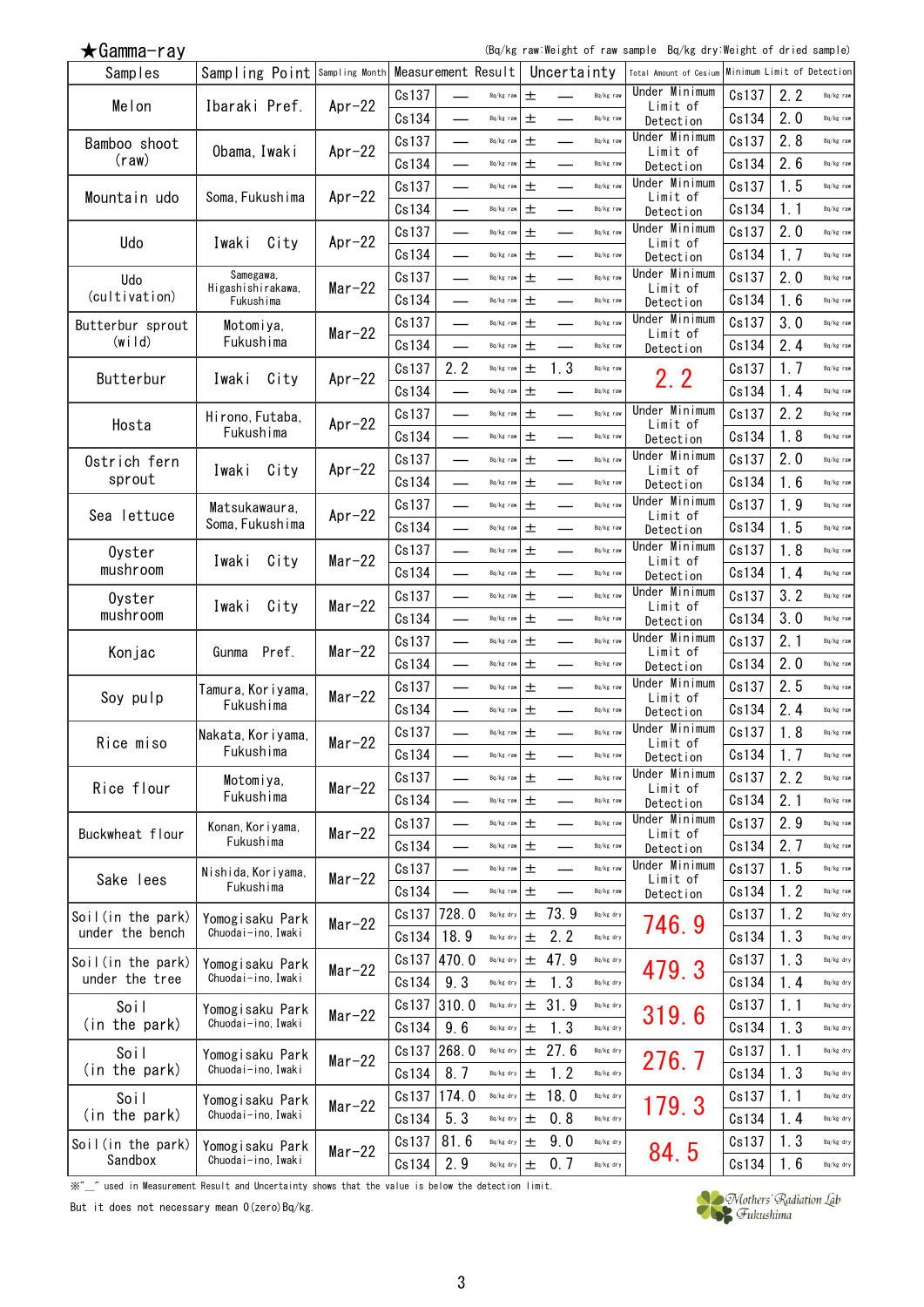★Gamma-ray

(Bq/kg raw:Weight of raw sample　Bq/kg dry:Weight of dried sample)

| Samples | Sampling Point | Sampling Month | Measurement Result | | | Uncertainty | | Total Amount of Cesium | Minimum Limit of Detection | | |
|---|---|---|---|---|---|---|---|---|---|---|---|
| Melon | Ibaraki Pref. | Apr-22 | Cs137 | — | Bq/kg raw | ± — | Bq/kg raw | Under Minimum Limit of Detection | Cs137 | 2.2 | Bq/kg raw |
| | | | Cs134 | — | Bq/kg raw | ± — | Bq/kg raw | | Cs134 | 2.0 | Bq/kg raw |
| Bamboo shoot (raw) | Obama, Iwaki | Apr-22 | Cs137 | — | Bq/kg raw | ± — | Bq/kg raw | Under Minimum Limit of Detection | Cs137 | 2.8 | Bq/kg raw |
| | | | Cs134 | — | Bq/kg raw | ± — | Bq/kg raw | | Cs134 | 2.6 | Bq/kg raw |
| Mountain udo | Soma, Fukushima | Apr-22 | Cs137 | — | Bq/kg raw | ± — | Bq/kg raw | Under Minimum Limit of Detection | Cs137 | 1.5 | Bq/kg raw |
| | | | Cs134 | — | Bq/kg raw | ± — | Bq/kg raw | | Cs134 | 1.1 | Bq/kg raw |
| Udo | Iwaki City | Apr-22 | Cs137 | — | Bq/kg raw | ± — | Bq/kg raw | Under Minimum Limit of Detection | Cs137 | 2.0 | Bq/kg raw |
| | | | Cs134 | — | Bq/kg raw | ± — | Bq/kg raw | | Cs134 | 1.7 | Bq/kg raw |
| Udo (cultivation) | Samegawa, Higashishirakawa, Fukushima | Mar-22 | Cs137 | — | Bq/kg raw | ± — | Bq/kg raw | Under Minimum Limit of Detection | Cs137 | 2.0 | Bq/kg raw |
| | | | Cs134 | — | Bq/kg raw | ± — | Bq/kg raw | | Cs134 | 1.6 | Bq/kg raw |
| Butterbur sprout (wild) | Motomiya, Fukushima | Mar-22 | Cs137 | — | Bq/kg raw | ± — | Bq/kg raw | Under Minimum Limit of Detection | Cs137 | 3.0 | Bq/kg raw |
| | | | Cs134 | — | Bq/kg raw | ± — | Bq/kg raw | | Cs134 | 2.4 | Bq/kg raw |
| Butterbur | Iwaki City | Apr-22 | Cs137 | 2.2 | Bq/kg raw | ± 1.3 | Bq/kg raw | 2.2 | Cs137 | 1.7 | Bq/kg raw |
| | | | Cs134 | — | Bq/kg raw | ± — | Bq/kg raw | | Cs134 | 1.4 | Bq/kg raw |
| Hosta | Hirono, Futaba, Fukushima | Apr-22 | Cs137 | — | Bq/kg raw | ± — | Bq/kg raw | Under Minimum Limit of Detection | Cs137 | 2.2 | Bq/kg raw |
| | | | Cs134 | — | Bq/kg raw | ± — | Bq/kg raw | | Cs134 | 1.8 | Bq/kg raw |
| Ostrich fern sprout | Iwaki City | Apr-22 | Cs137 | — | Bq/kg raw | ± — | Bq/kg raw | Under Minimum Limit of Detection | Cs137 | 2.0 | Bq/kg raw |
| | | | Cs134 | — | Bq/kg raw | ± — | Bq/kg raw | | Cs134 | 1.6 | Bq/kg raw |
| Sea lettuce | Matsukawaura, Soma, Fukushima | Apr-22 | Cs137 | — | Bq/kg raw | ± — | Bq/kg raw | Under Minimum Limit of Detection | Cs137 | 1.9 | Bq/kg raw |
| | | | Cs134 | — | Bq/kg raw | ± — | Bq/kg raw | | Cs134 | 1.5 | Bq/kg raw |
| Oyster mushroom | Iwaki City | Mar-22 | Cs137 | — | Bq/kg raw | ± — | Bq/kg raw | Under Minimum Limit of Detection | Cs137 | 1.8 | Bq/kg raw |
| | | | Cs134 | — | Bq/kg raw | ± — | Bq/kg raw | | Cs134 | 1.4 | Bq/kg raw |
| Oyster mushroom | Iwaki City | Mar-22 | Cs137 | — | Bq/kg raw | ± — | Bq/kg raw | Under Minimum Limit of Detection | Cs137 | 3.2 | Bq/kg raw |
| | | | Cs134 | — | Bq/kg raw | ± — | Bq/kg raw | | Cs134 | 3.0 | Bq/kg raw |
| Konjac | Gunma Pref. | Mar-22 | Cs137 | — | Bq/kg raw | ± — | Bq/kg raw | Under Minimum Limit of Detection | Cs137 | 2.1 | Bq/kg raw |
| | | | Cs134 | — | Bq/kg raw | ± — | Bq/kg raw | | Cs134 | 2.0 | Bq/kg raw |
| Soy pulp | Tamura, Koriyama, Fukushima | Mar-22 | Cs137 | — | Bq/kg raw | ± — | Bq/kg raw | Under Minimum Limit of Detection | Cs137 | 2.5 | Bq/kg raw |
| | | | Cs134 | — | Bq/kg raw | ± — | Bq/kg raw | | Cs134 | 2.4 | Bq/kg raw |
| Rice miso | Nakata, Koriyama, Fukushima | Mar-22 | Cs137 | — | Bq/kg raw | ± — | Bq/kg raw | Under Minimum Limit of Detection | Cs137 | 1.8 | Bq/kg raw |
| | | | Cs134 | — | Bq/kg raw | ± — | Bq/kg raw | | Cs134 | 1.7 | Bq/kg raw |
| Rice flour | Motomiya, Fukushima | Mar-22 | Cs137 | — | Bq/kg raw | ± — | Bq/kg raw | Under Minimum Limit of Detection | Cs137 | 2.2 | Bq/kg raw |
| | | | Cs134 | — | Bq/kg raw | ± — | Bq/kg raw | | Cs134 | 2.1 | Bq/kg raw |
| Buckwheat flour | Konan, Koriyama, Fukushima | Mar-22 | Cs137 | — | Bq/kg raw | ± — | Bq/kg raw | Under Minimum Limit of Detection | Cs137 | 2.9 | Bq/kg raw |
| | | | Cs134 | — | Bq/kg raw | ± — | Bq/kg raw | | Cs134 | 2.7 | Bq/kg raw |
| Sake lees | Nishida, Koriyama, Fukushima | Mar-22 | Cs137 | — | Bq/kg raw | ± — | Bq/kg raw | Under Minimum Limit of Detection | Cs137 | 1.5 | Bq/kg raw |
| | | | Cs134 | — | Bq/kg raw | ± — | Bq/kg raw | | Cs134 | 1.2 | Bq/kg raw |
| Soil (in the park) under the bench | Yomogisaku Park Chuodai-ino, Iwaki | Mar-22 | Cs137 | 728.0 | Bq/kg dry | ± 73.9 | Bq/kg dry | 746.9 | Cs137 | 1.2 | Bq/kg dry |
| | | | Cs134 | 18.9 | Bq/kg dry | ± 2.2 | Bq/kg dry | | Cs134 | 1.3 | Bq/kg dry |
| Soil (in the park) under the tree | Yomogisaku Park Chuodai-ino, Iwaki | Mar-22 | Cs137 | 470.0 | Bq/kg dry | ± 47.9 | Bq/kg dry | 479.3 | Cs137 | 1.3 | Bq/kg dry |
| | | | Cs134 | 9.3 | Bq/kg dry | ± 1.3 | Bq/kg dry | | Cs134 | 1.4 | Bq/kg dry |
| Soil (in the park) | Yomogisaku Park Chuodai-ino, Iwaki | Mar-22 | Cs137 | 310.0 | Bq/kg dry | ± 31.9 | Bq/kg dry | 319.6 | Cs137 | 1.1 | Bq/kg dry |
| | | | Cs134 | 9.6 | Bq/kg dry | ± 1.3 | Bq/kg dry | | Cs134 | 1.3 | Bq/kg dry |
| Soil (in the park) | Yomogisaku Park Chuodai-ino, Iwaki | Mar-22 | Cs137 | 268.0 | Bq/kg dry | ± 27.6 | Bq/kg dry | 276.7 | Cs137 | 1.1 | Bq/kg dry |
| | | | Cs134 | 8.7 | Bq/kg dry | ± 1.2 | Bq/kg dry | | Cs134 | 1.3 | Bq/kg dry |
| Soil (in the park) | Yomogisaku Park Chuodai-ino, Iwaki | Mar-22 | Cs137 | 174.0 | Bq/kg dry | ± 18.0 | Bq/kg dry | 179.3 | Cs137 | 1.1 | Bq/kg dry |
| | | | Cs134 | 5.3 | Bq/kg dry | ± 0.8 | Bq/kg dry | | Cs134 | 1.4 | Bq/kg dry |
| Soil (in the park) Sandbox | Yomogisaku Park Chuodai-ino, Iwaki | Mar-22 | Cs137 | 81.6 | Bq/kg dry | ± 9.0 | Bq/kg dry | 84.5 | Cs137 | 1.3 | Bq/kg dry |
| | | | Cs134 | 2.9 | Bq/kg dry | ± 0.7 | Bq/kg dry | | Cs134 | 1.6 | Bq/kg dry |

※"__" used in Measurement Result and Uncertainty shows that the value is below the detection limit.
But it does not necessary mean 0(zero)Bq/kg.

Mothers' Radiation Lab Fukushima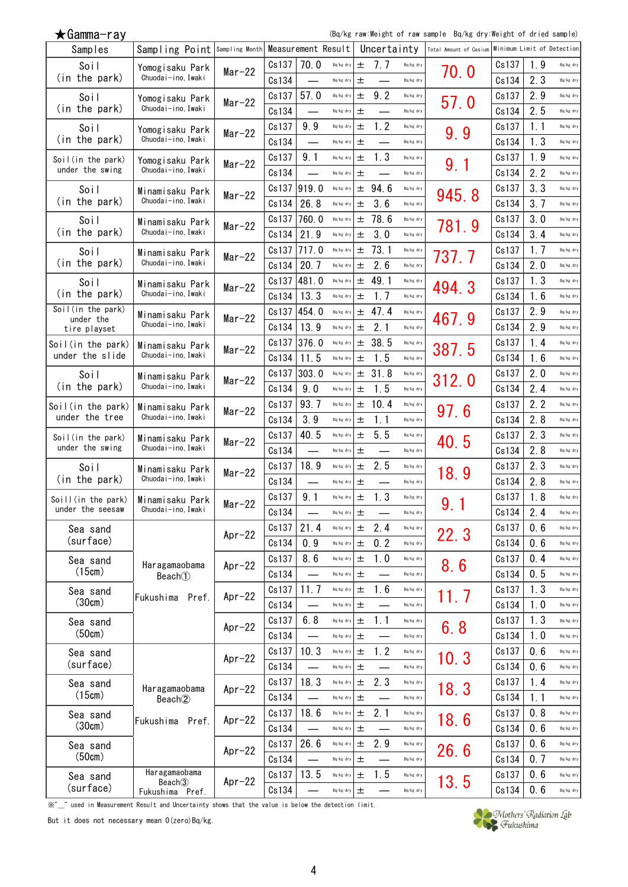## ★Gamma-ray

(Bq/kg raw:Weight of raw sample　Bq/kg dry:Weight of dried sample)

| Samples | Sampling Point | Sampling Month | Measurement Result | | | Uncertainty | | Total Amount of Cesium | Minimum Limit of Detection | | |
|---|---|---|---|---|---|---|---|---|---|---|---|
| Soil (in the park) | Yomogisaku Park Chuodai-ino, Iwaki | Mar-22 | Cs137 | 70.0 | Bq/kg dry | ± 7.7 | Bq/kg dry | 70.0 | Cs137 | 1.9 | Bq/kg dry |
| | | | Cs134 | — | Bq/kg dry | ± — | Bq/kg dry | | Cs134 | 2.3 | Bq/kg dry |
| Soil (in the park) | Yomogisaku Park Chuodai-ino, Iwaki | Mar-22 | Cs137 | 57.0 | Bq/kg dry | ± 9.2 | Bq/kg dry | 57.0 | Cs137 | 2.9 | Bq/kg dry |
| | | | Cs134 | — | Bq/kg dry | ± — | Bq/kg dry | | Cs134 | 2.5 | Bq/kg dry |
| Soil (in the park) | Yomogisaku Park Chuodai-ino, Iwaki | Mar-22 | Cs137 | 9.9 | Bq/kg dry | ± 1.2 | Bq/kg dry | 9.9 | Cs137 | 1.1 | Bq/kg dry |
| | | | Cs134 | — | Bq/kg dry | ± — | Bq/kg dry | | Cs134 | 1.3 | Bq/kg dry |
| Soil (in the park) under the swing | Yomogisaku Park Chuodai-ino, Iwaki | Mar-22 | Cs137 | 9.1 | Bq/kg dry | ± 1.3 | Bq/kg dry | 9.1 | Cs137 | 1.9 | Bq/kg dry |
| | | | Cs134 | — | Bq/kg dry | ± — | Bq/kg dry | | Cs134 | 2.2 | Bq/kg dry |
| Soil (in the park) | Minamisaku Park Chuodai-ino, Iwaki | Mar-22 | Cs137 | 919.0 | Bq/kg dry | ± 94.6 | Bq/kg dry | 945.8 | Cs137 | 3.3 | Bq/kg dry |
| | | | Cs134 | 26.8 | Bq/kg dry | ± 3.6 | Bq/kg dry | | Cs134 | 3.7 | Bq/kg dry |
| Soil (in the park) | Minamisaku Park Chuodai-ino, Iwaki | Mar-22 | Cs137 | 760.0 | Bq/kg dry | ± 78.6 | Bq/kg dry | 781.9 | Cs137 | 3.0 | Bq/kg dry |
| | | | Cs134 | 21.9 | Bq/kg dry | ± 3.0 | Bq/kg dry | | Cs134 | 3.4 | Bq/kg dry |
| Soil (in the park) | Minamisaku Park Chuodai-ino, Iwaki | Mar-22 | Cs137 | 717.0 | Bq/kg dry | ± 73.1 | Bq/kg dry | 737.7 | Cs137 | 1.7 | Bq/kg dry |
| | | | Cs134 | 20.7 | Bq/kg dry | ± 2.6 | Bq/kg dry | | Cs134 | 2.0 | Bq/kg dry |
| Soil (in the park) | Minamisaku Park Chuodai-ino, Iwaki | Mar-22 | Cs137 | 481.0 | Bq/kg dry | ± 49.1 | Bq/kg dry | 494.3 | Cs137 | 1.3 | Bq/kg dry |
| | | | Cs134 | 13.3 | Bq/kg dry | ± 1.7 | Bq/kg dry | | Cs134 | 1.6 | Bq/kg dry |
| Soil (in the park) under the tire playset | Minamisaku Park Chuodai-ino, Iwaki | Mar-22 | Cs137 | 454.0 | Bq/kg dry | ± 47.4 | Bq/kg dry | 467.9 | Cs137 | 2.9 | Bq/kg dry |
| | | | Cs134 | 13.9 | Bq/kg dry | ± 2.1 | Bq/kg dry | | Cs134 | 2.9 | Bq/kg dry |
| Soil (in the park) under the slide | Minamisaku Park Chuodai-ino, Iwaki | Mar-22 | Cs137 | 376.0 | Bq/kg dry | ± 38.5 | Bq/kg dry | 387.5 | Cs137 | 1.4 | Bq/kg dry |
| | | | Cs134 | 11.5 | Bq/kg dry | ± 1.5 | Bq/kg dry | | Cs134 | 1.6 | Bq/kg dry |
| Soil (in the park) | Minamisaku Park Chuodai-ino, Iwaki | Mar-22 | Cs137 | 303.0 | Bq/kg dry | ± 31.8 | Bq/kg dry | 312.0 | Cs137 | 2.0 | Bq/kg dry |
| | | | Cs134 | 9.0 | Bq/kg dry | ± 1.5 | Bq/kg dry | | Cs134 | 2.4 | Bq/kg dry |
| Soil (in the park) under the tree | Minamisaku Park Chuodai-ino, Iwaki | Mar-22 | Cs137 | 93.7 | Bq/kg dry | ± 10.4 | Bq/kg dry | 97.6 | Cs137 | 2.2 | Bq/kg dry |
| | | | Cs134 | 3.9 | Bq/kg dry | ± 1.1 | Bq/kg dry | | Cs134 | 2.8 | Bq/kg dry |
| Soil (in the park) under the swing | Minamisaku Park Chuodai-ino, Iwaki | Mar-22 | Cs137 | 40.5 | Bq/kg dry | ± 5.5 | Bq/kg dry | 40.5 | Cs137 | 2.3 | Bq/kg dry |
| | | | Cs134 | — | Bq/kg dry | ± — | Bq/kg dry | | Cs134 | 2.8 | Bq/kg dry |
| Soil (in the park) | Minamisaku Park Chuodai-ino, Iwaki | Mar-22 | Cs137 | 18.9 | Bq/kg dry | ± 2.5 | Bq/kg dry | 18.9 | Cs137 | 2.3 | Bq/kg dry |
| | | | Cs134 | — | Bq/kg dry | ± — | Bq/kg dry | | Cs134 | 2.8 | Bq/kg dry |
| Soill (in the park) under the seesaw | Minamisaku Park Chuodai-ino, Iwaki | Mar-22 | Cs137 | 9.1 | Bq/kg dry | ± 1.3 | Bq/kg dry | 9.1 | Cs137 | 1.8 | Bq/kg dry |
| | | | Cs134 | — | Bq/kg dry | ± — | Bq/kg dry | | Cs134 | 2.4 | Bq/kg dry |
| Sea sand (surface) | Haragamaobama Beach① Fukushima Pref. | Apr-22 | Cs137 | 21.4 | Bq/kg dry | ± 2.4 | Bq/kg dry | 22.3 | Cs137 | 0.6 | Bq/kg dry |
| | | | Cs134 | 0.9 | Bq/kg dry | ± 0.2 | Bq/kg dry | | Cs134 | 0.6 | Bq/kg dry |
| Sea sand (15cm) | Haragamaobama Beach① Fukushima Pref. | Apr-22 | Cs137 | 8.6 | Bq/kg dry | ± 1.0 | Bq/kg dry | 8.6 | Cs137 | 0.4 | Bq/kg dry |
| | | | Cs134 | — | Bq/kg dry | ± — | Bq/kg dry | | Cs134 | 0.5 | Bq/kg dry |
| Sea sand (30cm) | Haragamaobama Beach① Fukushima Pref. | Apr-22 | Cs137 | 11.7 | Bq/kg dry | ± 1.6 | Bq/kg dry | 11.7 | Cs137 | 1.3 | Bq/kg dry |
| | | | Cs134 | — | Bq/kg dry | ± — | Bq/kg dry | | Cs134 | 1.0 | Bq/kg dry |
| Sea sand (50cm) | Haragamaobama Beach① Fukushima Pref. | Apr-22 | Cs137 | 6.8 | Bq/kg dry | ± 1.1 | Bq/kg dry | 6.8 | Cs137 | 1.3 | Bq/kg dry |
| | | | Cs134 | — | Bq/kg dry | ± — | Bq/kg dry | | Cs134 | 1.0 | Bq/kg dry |
| Sea sand (surface) | Haragamaobama Beach② Fukushima Pref. | Apr-22 | Cs137 | 10.3 | Bq/kg dry | ± 1.2 | Bq/kg dry | 10.3 | Cs137 | 0.6 | Bq/kg dry |
| | | | Cs134 | — | Bq/kg dry | ± — | Bq/kg dry | | Cs134 | 0.6 | Bq/kg dry |
| Sea sand (15cm) | Haragamaobama Beach② Fukushima Pref. | Apr-22 | Cs137 | 18.3 | Bq/kg dry | ± 2.3 | Bq/kg dry | 18.3 | Cs137 | 1.4 | Bq/kg dry |
| | | | Cs134 | — | Bq/kg dry | ± — | Bq/kg dry | | Cs134 | 1.1 | Bq/kg dry |
| Sea sand (30cm) | Haragamaobama Beach② Fukushima Pref. | Apr-22 | Cs137 | 18.6 | Bq/kg dry | ± 2.1 | Bq/kg dry | 18.6 | Cs137 | 0.8 | Bq/kg dry |
| | | | Cs134 | — | Bq/kg dry | ± — | Bq/kg dry | | Cs134 | 0.6 | Bq/kg dry |
| Sea sand (50cm) | Haragamaobama Beach② Fukushima Pref. | Apr-22 | Cs137 | 26.6 | Bq/kg dry | ± 2.9 | Bq/kg dry | 26.6 | Cs137 | 0.6 | Bq/kg dry |
| | | | Cs134 | — | Bq/kg dry | ± — | Bq/kg dry | | Cs134 | 0.7 | Bq/kg dry |
| Sea sand (surface) | Haragamaobama Beach③ Fukushima Pref. | Apr-22 | Cs137 | 13.5 | Bq/kg dry | ± 1.5 | Bq/kg dry | 13.5 | Cs137 | 0.6 | Bq/kg dry |
| | | | Cs134 | — | Bq/kg dry | ± — | Bq/kg dry | | Cs134 | 0.6 | Bq/kg dry |

※"__" used in Measurement Result and Uncertainty shows that the value is below the detection limit.

But it does not necessary mean 0(zero)Bq/kg.

Mothers' Radiation Lab Fukushima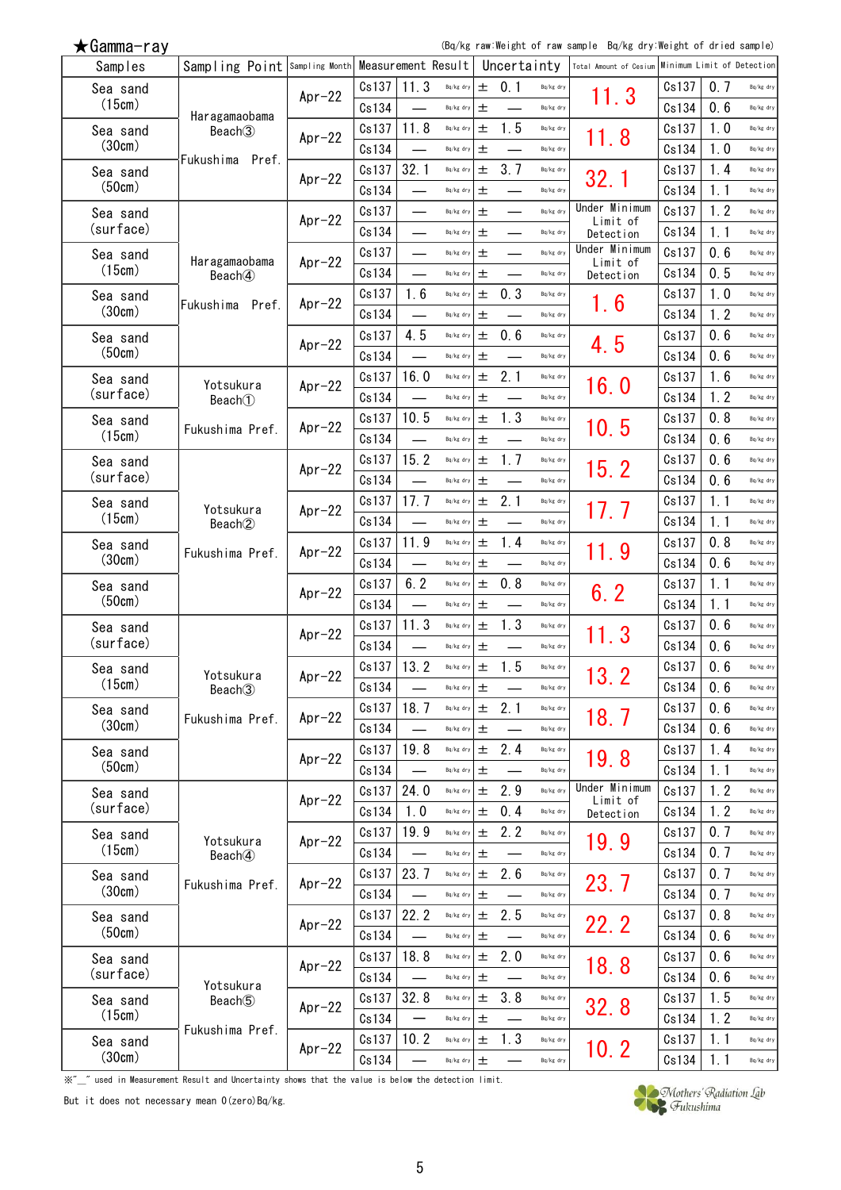★Gamma-ray

(Bq/kg raw:Weight of raw sample　Bq/kg dry:Weight of dried sample)

| Samples | Sampling Point | Sampling Month | Measurement Result | | | Uncertainty | | | Total Amount of Cesium | Minimum Limit of Detection | | |
|---|---|---|---|---|---|---|---|---|---|---|---|---|
| Sea sand (15cm) | Haragamaobama Beach③ Fukushima Pref. | Apr-22 | Cs137 | 11.3 | Bq/kg dry | ± | 0.1 | Bq/kg dry | 11.3 | Cs137 | 0.7 | Bq/kg dry |
| | | | Cs134 | — | Bq/kg dry | ± | — | Bq/kg dry | | Cs134 | 0.6 | Bq/kg dry |
| Sea sand (30cm) | | Apr-22 | Cs137 | 11.8 | Bq/kg dry | ± | 1.5 | Bq/kg dry | 11.8 | Cs137 | 1.0 | Bq/kg dry |
| | | | Cs134 | — | Bq/kg dry | ± | — | Bq/kg dry | | Cs134 | 1.0 | Bq/kg dry |
| Sea sand (50cm) | | Apr-22 | Cs137 | 32.1 | Bq/kg dry | ± | 3.7 | Bq/kg dry | 32.1 | Cs137 | 1.4 | Bq/kg dry |
| | | | Cs134 | — | Bq/kg dry | ± | — | Bq/kg dry | | Cs134 | 1.1 | Bq/kg dry |
| Sea sand (surface) | Haragamaobama Beach④ Fukushima Pref. | Apr-22 | Cs137 | — | Bq/kg dry | ± | — | Bq/kg dry | Under Minimum Limit of Detection | Cs137 | 1.2 | Bq/kg dry |
| | | | Cs134 | — | Bq/kg dry | ± | — | Bq/kg dry | | Cs134 | 1.1 | Bq/kg dry |
| Sea sand (15cm) | | Apr-22 | Cs137 | — | Bq/kg dry | ± | — | Bq/kg dry | Under Minimum Limit of Detection | Cs137 | 0.6 | Bq/kg dry |
| | | | Cs134 | — | Bq/kg dry | ± | — | Bq/kg dry | | Cs134 | 0.5 | Bq/kg dry |
| Sea sand (30cm) | | Apr-22 | Cs137 | 1.6 | Bq/kg dry | ± | 0.3 | Bq/kg dry | 1.6 | Cs137 | 1.0 | Bq/kg dry |
| | | | Cs134 | — | Bq/kg dry | ± | — | Bq/kg dry | | Cs134 | 1.2 | Bq/kg dry |
| Sea sand (50cm) | | Apr-22 | Cs137 | 4.5 | Bq/kg dry | ± | 0.6 | Bq/kg dry | 4.5 | Cs137 | 0.6 | Bq/kg dry |
| | | | Cs134 | — | Bq/kg dry | ± | — | Bq/kg dry | | Cs134 | 0.6 | Bq/kg dry |
| Sea sand (surface) | Yotsukura Beach① Fukushima Pref. | Apr-22 | Cs137 | 16.0 | Bq/kg dry | ± | 2.1 | Bq/kg dry | 16.0 | Cs137 | 1.6 | Bq/kg dry |
| | | | Cs134 | — | Bq/kg dry | ± | — | Bq/kg dry | | Cs134 | 1.2 | Bq/kg dry |
| Sea sand (15cm) | | Apr-22 | Cs137 | 10.5 | Bq/kg dry | ± | 1.3 | Bq/kg dry | 10.5 | Cs137 | 0.8 | Bq/kg dry |
| | | | Cs134 | — | Bq/kg dry | ± | — | Bq/kg dry | | Cs134 | 0.6 | Bq/kg dry |
| Sea sand (surface) | Yotsukura Beach② Fukushima Pref. | Apr-22 | Cs137 | 15.2 | Bq/kg dry | ± | 1.7 | Bq/kg dry | 15.2 | Cs137 | 0.6 | Bq/kg dry |
| | | | Cs134 | — | Bq/kg dry | ± | — | Bq/kg dry | | Cs134 | 0.6 | Bq/kg dry |
| Sea sand (15cm) | | Apr-22 | Cs137 | 17.7 | Bq/kg dry | ± | 2.1 | Bq/kg dry | 17.7 | Cs137 | 1.1 | Bq/kg dry |
| | | | Cs134 | — | Bq/kg dry | ± | — | Bq/kg dry | | Cs134 | 1.1 | Bq/kg dry |
| Sea sand (30cm) | | Apr-22 | Cs137 | 11.9 | Bq/kg dry | ± | 1.4 | Bq/kg dry | 11.9 | Cs137 | 0.8 | Bq/kg dry |
| | | | Cs134 | — | Bq/kg dry | ± | — | Bq/kg dry | | Cs134 | 0.6 | Bq/kg dry |
| Sea sand (50cm) | | Apr-22 | Cs137 | 6.2 | Bq/kg dry | ± | 0.8 | Bq/kg dry | 6.2 | Cs137 | 1.1 | Bq/kg dry |
| | | | Cs134 | — | Bq/kg dry | ± | — | Bq/kg dry | | Cs134 | 1.1 | Bq/kg dry |
| Sea sand (surface) | Yotsukura Beach③ Fukushima Pref. | Apr-22 | Cs137 | 11.3 | Bq/kg dry | ± | 1.3 | Bq/kg dry | 11.3 | Cs137 | 0.6 | Bq/kg dry |
| | | | Cs134 | — | Bq/kg dry | ± | — | Bq/kg dry | | Cs134 | 0.6 | Bq/kg dry |
| Sea sand (15cm) | | Apr-22 | Cs137 | 13.2 | Bq/kg dry | ± | 1.5 | Bq/kg dry | 13.2 | Cs137 | 0.6 | Bq/kg dry |
| | | | Cs134 | — | Bq/kg dry | ± | — | Bq/kg dry | | Cs134 | 0.6 | Bq/kg dry |
| Sea sand (30cm) | | Apr-22 | Cs137 | 18.7 | Bq/kg dry | ± | 2.1 | Bq/kg dry | 18.7 | Cs137 | 0.6 | Bq/kg dry |
| | | | Cs134 | — | Bq/kg dry | ± | — | Bq/kg dry | | Cs134 | 0.6 | Bq/kg dry |
| Sea sand (50cm) | | Apr-22 | Cs137 | 19.8 | Bq/kg dry | ± | 2.4 | Bq/kg dry | 19.8 | Cs137 | 1.4 | Bq/kg dry |
| | | | Cs134 | — | Bq/kg dry | ± | — | Bq/kg dry | | Cs134 | 1.1 | Bq/kg dry |
| Sea sand (surface) | Yotsukura Beach④ Fukushima Pref. | Apr-22 | Cs137 | 24.0 | Bq/kg dry | ± | 2.9 | Bq/kg dry | Under Minimum Limit of Detection | Cs137 | 1.2 | Bq/kg dry |
| | | | Cs134 | 1.0 | Bq/kg dry | ± | 0.4 | Bq/kg dry | | Cs134 | 1.2 | Bq/kg dry |
| Sea sand (15cm) | | Apr-22 | Cs137 | 19.9 | Bq/kg dry | ± | 2.2 | Bq/kg dry | 19.9 | Cs137 | 0.7 | Bq/kg dry |
| | | | Cs134 | — | Bq/kg dry | ± | — | Bq/kg dry | | Cs134 | 0.7 | Bq/kg dry |
| Sea sand (30cm) | | Apr-22 | Cs137 | 23.7 | Bq/kg dry | ± | 2.6 | Bq/kg dry | 23.7 | Cs137 | 0.7 | Bq/kg dry |
| | | | Cs134 | — | Bq/kg dry | ± | — | Bq/kg dry | | Cs134 | 0.7 | Bq/kg dry |
| Sea sand (50cm) | | Apr-22 | Cs137 | 22.2 | Bq/kg dry | ± | 2.5 | Bq/kg dry | 22.2 | Cs137 | 0.8 | Bq/kg dry |
| | | | Cs134 | — | Bq/kg dry | ± | — | Bq/kg dry | | Cs134 | 0.6 | Bq/kg dry |
| Sea sand (surface) | Yotsukura Beach⑤ Fukushima Pref. | Apr-22 | Cs137 | 18.8 | Bq/kg dry | ± | 2.0 | Bq/kg dry | 18.8 | Cs137 | 0.6 | Bq/kg dry |
| | | | Cs134 | — | Bq/kg dry | ± | — | Bq/kg dry | | Cs134 | 0.6 | Bq/kg dry |
| Sea sand (15cm) | | Apr-22 | Cs137 | 32.8 | Bq/kg dry | ± | 3.8 | Bq/kg dry | 32.8 | Cs137 | 1.5 | Bq/kg dry |
| | | | Cs134 | — | Bq/kg dry | ± | — | Bq/kg dry | | Cs134 | 1.2 | Bq/kg dry |
| Sea sand (30cm) | | Apr-22 | Cs137 | 10.2 | Bq/kg dry | ± | 1.3 | Bq/kg dry | 10.2 | Cs137 | 1.1 | Bq/kg dry |
| | | | Cs134 | — | Bq/kg dry | ± | — | Bq/kg dry | | Cs134 | 1.1 | Bq/kg dry |

※"__" used in Measurement Result and Uncertainty shows that the value is below the detection limit.

But it does not necessary mean 0(zero)Bq/kg.

Mothers' Radiation Lab Fukushima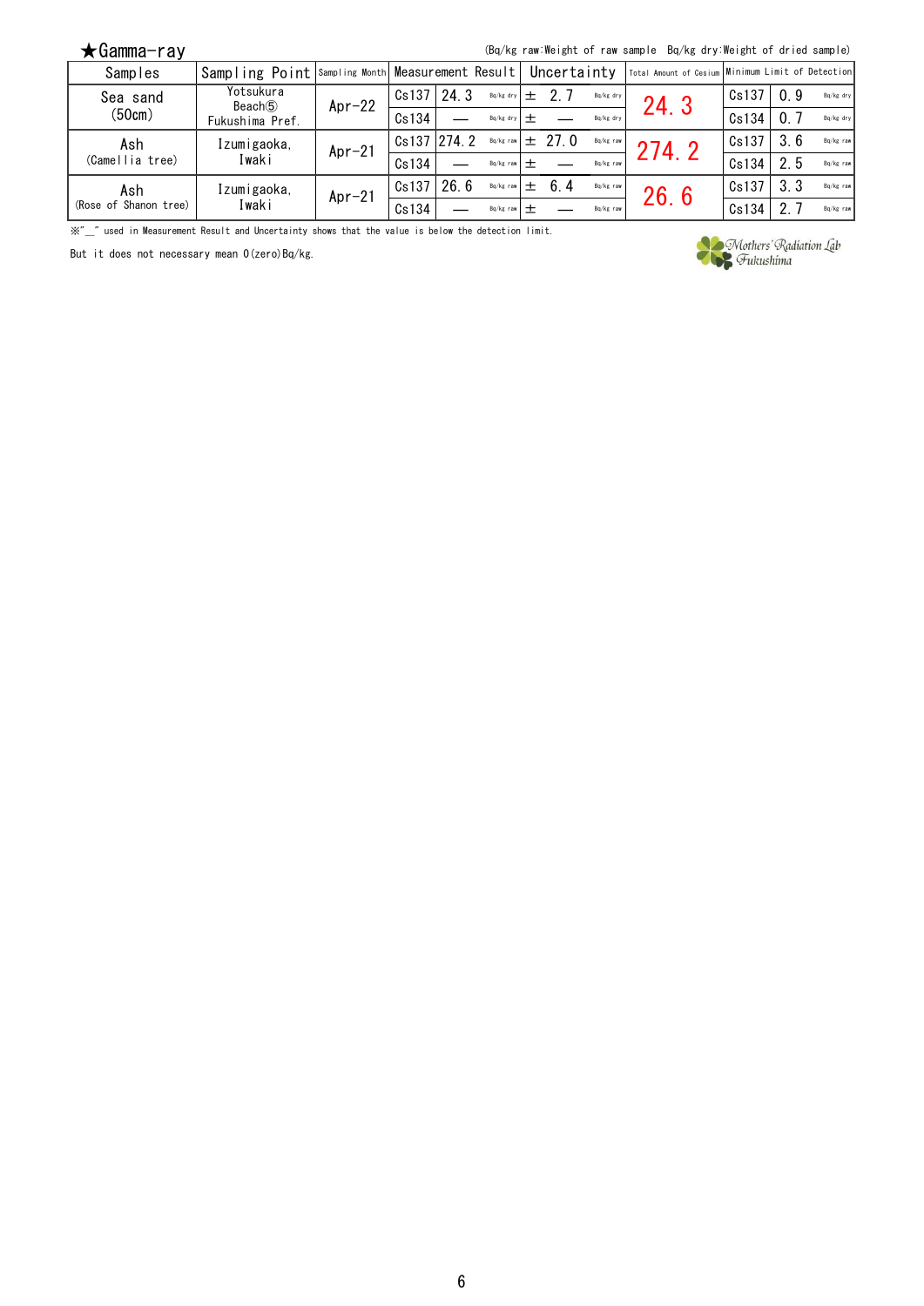## ★Gamma-ray

(Bq/kg raw:Weight of raw sample　Bq/kg dry:Weight of dried sample)

| Samples | Sampling Point | Sampling Month | Measurement Result | | | Uncertainty | | Total Amount of Cesium | Minimum Limit of Detection | | |
|---|---|---|---|---|---|---|---|---|---|---|---|
| Sea sand (50cm) | Yotsukura Beach⑤ Fukushima Pref. | Apr-22 | Cs137 | 24.3 | Bq/kg dry | ± 2.7 | Bq/kg dry | 24.3 | Cs137 | 0.9 | Bq/kg dry |
| | | | Cs134 | — | Bq/kg dry | ± — | Bq/kg dry | | Cs134 | 0.7 | Bq/kg dry |
| Ash (Camellia tree) | Izumigaoka, Iwaki | Apr-21 | Cs137 | 274.2 | Bq/kg raw | ± 27.0 | Bq/kg raw | 274.2 | Cs137 | 3.6 | Bq/kg raw |
| | | | Cs134 | — | Bq/kg raw | ± — | Bq/kg raw | | Cs134 | 2.5 | Bq/kg raw |
| Ash (Rose of Shanon tree) | Izumigaoka, Iwaki | Apr-21 | Cs137 | 26.6 | Bq/kg raw | ± 6.4 | Bq/kg raw | 26.6 | Cs137 | 3.3 | Bq/kg raw |
| | | | Cs134 | — | Bq/kg raw | ± — | Bq/kg raw | | Cs134 | 2.7 | Bq/kg raw |

※"_" used in Measurement Result and Uncertainty shows that the value is below the detection limit.

But it does not necessary mean 0(zero)Bq/kg.

Mothers' Radiation Lab Fukushima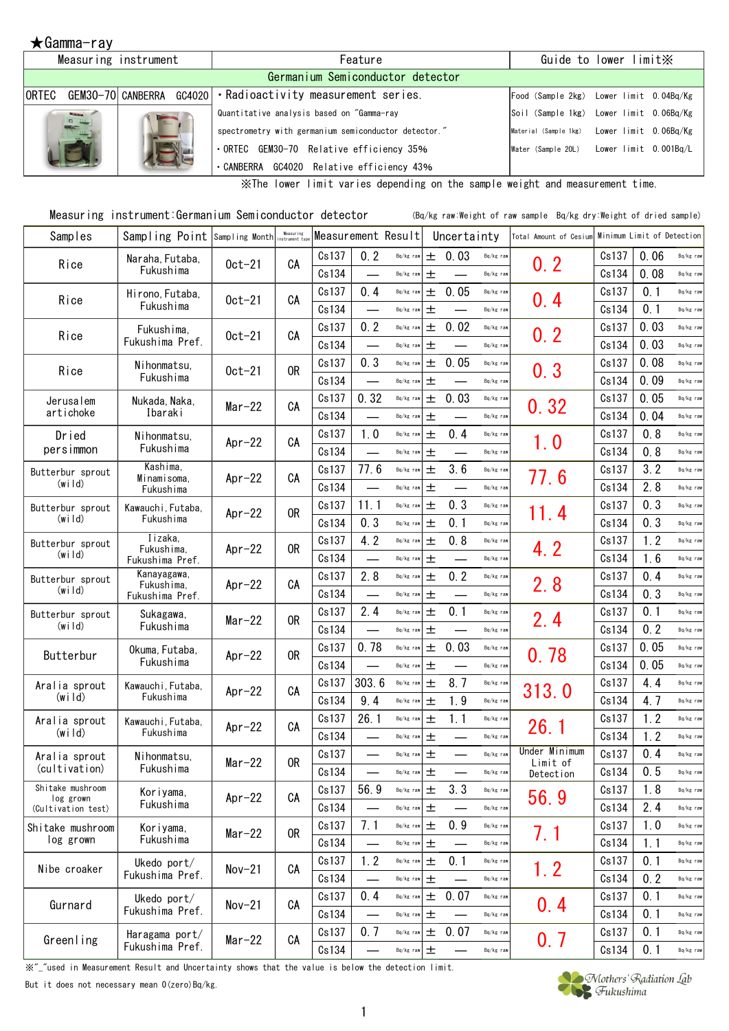★Gamma-ray

| Measuring instrument | | Feature | Guide to lower limit※ |
|---|---|---|---|
| Germanium Semiconductor detector | | | |
| ORTEC GEM30-70 | CANBERRA GC4020 | ・Radioactivity measurement series.<br>Quantitative analysis based on "Gamma-ray spectrometry with germanium semiconductor detector."<br>・ORTEC GEM30-70 Relative efficiency 35%<br>・CANBERRA GC4020 Relative efficiency 43% | Food (Sample 2kg) Lower limit 0.04Bq/Kg<br>Soil (Sample 1kg) Lower limit 0.06Bq/Kg<br>Material (Sample 1kg) Lower limit 0.06Bq/Kg<br>Water (Sample 20L) Lower limit 0.001Bq/L |

※The lower limit varies depending on the sample weight and measurement time.

Measuring instrument:Germanium Semiconductor detector (Bq/kg raw:Weight of raw sample Bq/kg dry:Weight of dried sample)

| Samples | Sampling Point | Sampling Month | Measuring instrument type | Measurement Result | | | Uncertainty | | Total Amount of Cesium | Minimum Limit of Detection | | |
|---|---|---|---|---|---|---|---|---|---|---|---|---|
| Rice | Naraha, Futaba, Fukushima | Oct-21 | CA | Cs137 | 0.2 | Bq/kg raw | ± 0.03 | Bq/kg raw | 0.2 | Cs137 | 0.06 | Bq/kg raw |
| | | | | Cs134 | — | Bq/kg raw | ± — | Bq/kg raw | | Cs134 | 0.08 | Bq/kg raw |
| Rice | Hirono, Futaba, Fukushima | Oct-21 | CA | Cs137 | 0.4 | Bq/kg raw | ± 0.05 | Bq/kg raw | 0.4 | Cs137 | 0.1 | Bq/kg raw |
| | | | | Cs134 | — | Bq/kg raw | ± — | Bq/kg raw | | Cs134 | 0.1 | Bq/kg raw |
| Rice | Fukushima, Fukushima Pref. | Oct-21 | CA | Cs137 | 0.2 | Bq/kg raw | ± 0.02 | Bq/kg raw | 0.2 | Cs137 | 0.03 | Bq/kg raw |
| | | | | Cs134 | — | Bq/kg raw | ± — | Bq/kg raw | | Cs134 | 0.03 | Bq/kg raw |
| Rice | Nihonmatsu, Fukushima | Oct-21 | OR | Cs137 | 0.3 | Bq/kg raw | ± 0.05 | Bq/kg raw | 0.3 | Cs137 | 0.08 | Bq/kg raw |
| | | | | Cs134 | — | Bq/kg raw | ± — | Bq/kg raw | | Cs134 | 0.09 | Bq/kg raw |
| Jerusalem artichoke | Nukada, Naka, Ibaraki | Mar-22 | CA | Cs137 | 0.32 | Bq/kg raw | ± 0.03 | Bq/kg raw | 0.32 | Cs137 | 0.05 | Bq/kg raw |
| | | | | Cs134 | — | Bq/kg raw | ± — | Bq/kg raw | | Cs134 | 0.04 | Bq/kg raw |
| Dried persimmon | Nihonmatsu, Fukushima | Apr-22 | CA | Cs137 | 1.0 | Bq/kg raw | ± 0.4 | Bq/kg raw | 1.0 | Cs137 | 0.8 | Bq/kg raw |
| | | | | Cs134 | — | Bq/kg raw | ± — | Bq/kg raw | | Cs134 | 0.8 | Bq/kg raw |
| Butterbur sprout (wild) | Kashima, Minamisoma, Fukushima | Apr-22 | CA | Cs137 | 77.6 | Bq/kg raw | ± 3.6 | Bq/kg raw | 77.6 | Cs137 | 3.2 | Bq/kg raw |
| | | | | Cs134 | — | Bq/kg raw | ± — | Bq/kg raw | | Cs134 | 2.8 | Bq/kg raw |
| Butterbur sprout (wild) | Kawauchi, Futaba, Fukushima | Apr-22 | OR | Cs137 | 11.1 | Bq/kg raw | ± 0.3 | Bq/kg raw | 11.4 | Cs137 | 0.3 | Bq/kg raw |
| | | | | Cs134 | 0.3 | Bq/kg raw | ± 0.1 | Bq/kg raw | | Cs134 | 0.3 | Bq/kg raw |
| Butterbur sprout (wild) | Iizaka, Fukushima, Fukushima Pref. | Apr-22 | OR | Cs137 | 4.2 | Bq/kg raw | ± 0.8 | Bq/kg raw | 4.2 | Cs137 | 1.2 | Bq/kg raw |
| | | | | Cs134 | — | Bq/kg raw | ± — | Bq/kg raw | | Cs134 | 1.6 | Bq/kg raw |
| Butterbur sprout (wild) | Kanayagawa, Fukushima, Fukushima Pref. | Apr-22 | CA | Cs137 | 2.8 | Bq/kg raw | ± 0.2 | Bq/kg raw | 2.8 | Cs137 | 0.4 | Bq/kg raw |
| | | | | Cs134 | — | Bq/kg raw | ± — | Bq/kg raw | | Cs134 | 0.3 | Bq/kg raw |
| Butterbur sprout (wild) | Sukagawa, Fukushima | Mar-22 | OR | Cs137 | 2.4 | Bq/kg raw | ± 0.1 | Bq/kg raw | 2.4 | Cs137 | 0.1 | Bq/kg raw |
| | | | | Cs134 | — | Bq/kg raw | ± — | Bq/kg raw | | Cs134 | 0.2 | Bq/kg raw |
| Butterbur | Okuma, Futaba, Fukushima | Apr-22 | OR | Cs137 | 0.78 | Bq/kg raw | ± 0.03 | Bq/kg raw | 0.78 | Cs137 | 0.05 | Bq/kg raw |
| | | | | Cs134 | — | Bq/kg raw | ± — | Bq/kg raw | | Cs134 | 0.05 | Bq/kg raw |
| Aralia sprout (wild) | Kawauchi, Futaba, Fukushima | Apr-22 | CA | Cs137 | 303.6 | Bq/kg raw | ± 8.7 | Bq/kg raw | 313.0 | Cs137 | 4.4 | Bq/kg raw |
| | | | | Cs134 | 9.4 | Bq/kg raw | ± 1.9 | Bq/kg raw | | Cs134 | 4.7 | Bq/kg raw |
| Aralia sprout (wild) | Kawauchi, Futaba, Fukushima | Apr-22 | CA | Cs137 | 26.1 | Bq/kg raw | ± 1.1 | Bq/kg raw | 26.1 | Cs137 | 1.2 | Bq/kg raw |
| | | | | Cs134 | — | Bq/kg raw | ± — | Bq/kg raw | | Cs134 | 1.2 | Bq/kg raw |
| Aralia sprout (cultivation) | Nihonmatsu, Fukushima | Mar-22 | OR | Cs137 | — | Bq/kg raw | ± — | Bq/kg raw | Under Minimum Limit of Detection | Cs137 | 0.4 | Bq/kg raw |
| | | | | Cs134 | — | Bq/kg raw | ± — | Bq/kg raw | | Cs134 | 0.5 | Bq/kg raw |
| Shitake mushroom log grown (Cultivation test) | Koriyama, Fukushima | Apr-22 | CA | Cs137 | 56.9 | Bq/kg raw | ± 3.3 | Bq/kg raw | 56.9 | Cs137 | 1.8 | Bq/kg raw |
| | | | | Cs134 | — | Bq/kg raw | ± — | Bq/kg raw | | Cs134 | 2.4 | Bq/kg raw |
| Shitake mushroom log grown | Koriyama, Fukushima | Mar-22 | OR | Cs137 | 7.1 | Bq/kg raw | ± 0.9 | Bq/kg raw | 7.1 | Cs137 | 1.0 | Bq/kg raw |
| | | | | Cs134 | — | Bq/kg raw | ± — | Bq/kg raw | | Cs134 | 1.1 | Bq/kg raw |
| Nibe croaker | Ukedo port/ Fukushima Pref. | Nov-21 | CA | Cs137 | 1.2 | Bq/kg raw | ± 0.1 | Bq/kg raw | 1.2 | Cs137 | 0.1 | Bq/kg raw |
| | | | | Cs134 | — | Bq/kg raw | ± — | Bq/kg raw | | Cs134 | 0.2 | Bq/kg raw |
| Gurnard | Ukedo port/ Fukushima Pref. | Nov-21 | CA | Cs137 | 0.4 | Bq/kg raw | ± 0.07 | Bq/kg raw | 0.4 | Cs137 | 0.1 | Bq/kg raw |
| | | | | Cs134 | — | Bq/kg raw | ± — | Bq/kg raw | | Cs134 | 0.1 | Bq/kg raw |
| Greenling | Haragama port/ Fukushima Pref. | Mar-22 | CA | Cs137 | 0.7 | Bq/kg raw | ± 0.07 | Bq/kg raw | 0.7 | Cs137 | 0.1 | Bq/kg raw |
| | | | | Cs134 | — | Bq/kg raw | ± — | Bq/kg raw | | Cs134 | 0.1 | Bq/kg raw |

※"_"used in Measurement Result and Uncertainty shows that the value is below the detection limit.
But it does not necessary mean 0(zero)Bq/kg.

Mothers' Radiation Lab Fukushima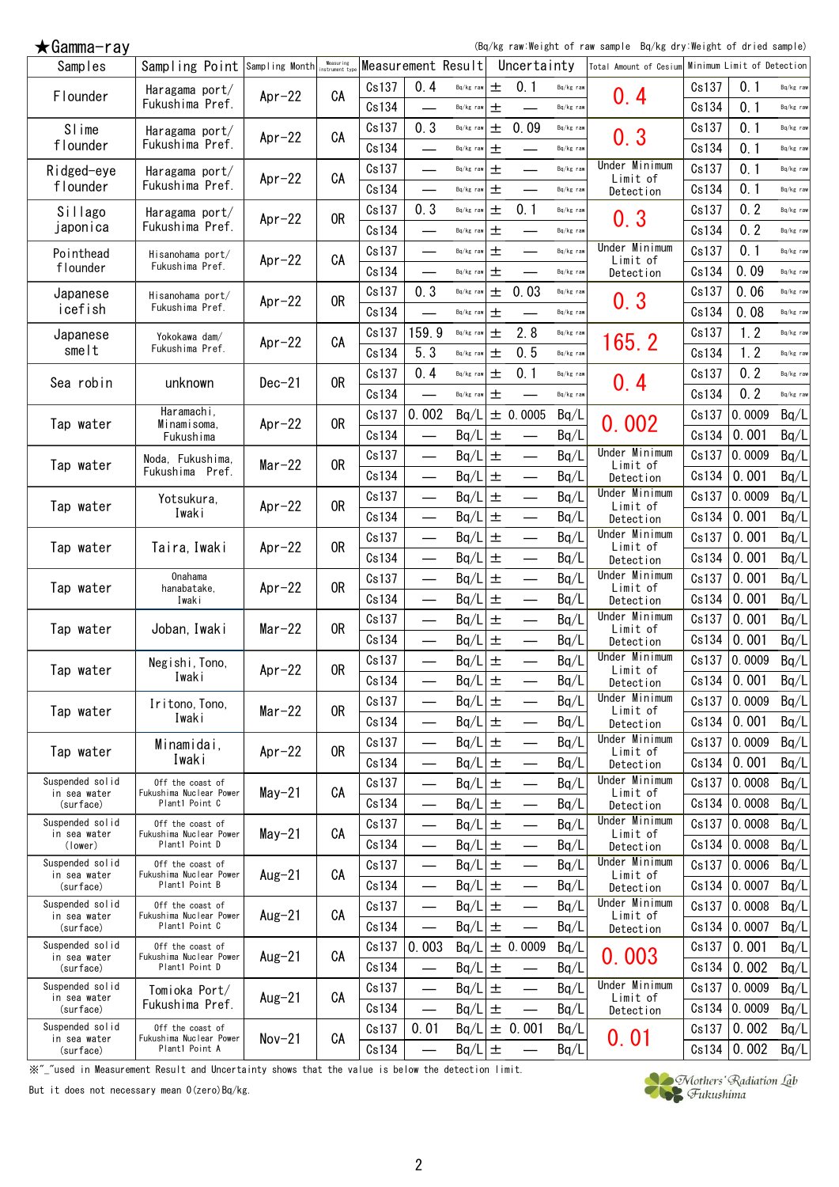★Gamma-ray

(Bq/kg raw:Weight of raw sample　Bq/kg dry:Weight of dried sample)

| Samples | Sampling Point | Sampling Month | Measuring instrument type | Measurement Result | | | Uncertainty | | Total Amount of Cesium | Minimum Limit of Detection | | |
|---|---|---|---|---|---|---|---|---|---|---|---|---|
| Flounder | Haragama port/ Fukushima Pref. | Apr-22 | CA | Cs137 | 0.4 | Bq/kg raw | ± 0.1 | Bq/kg raw | 0.4 | Cs137 | 0.1 | Bq/kg raw |
| | | | | Cs134 | — | Bq/kg raw | ± — | Bq/kg raw | | Cs134 | 0.1 | Bq/kg raw |
| Slime flounder | Haragama port/ Fukushima Pref. | Apr-22 | CA | Cs137 | 0.3 | Bq/kg raw | ± 0.09 | Bq/kg raw | 0.3 | Cs137 | 0.1 | Bq/kg raw |
| | | | | Cs134 | — | Bq/kg raw | ± — | Bq/kg raw | | Cs134 | 0.1 | Bq/kg raw |
| Ridged-eye flounder | Haragama port/ Fukushima Pref. | Apr-22 | CA | Cs137 | — | Bq/kg raw | ± — | Bq/kg raw | Under Minimum Limit of Detection | Cs137 | 0.1 | Bq/kg raw |
| | | | | Cs134 | — | Bq/kg raw | ± — | Bq/kg raw | | Cs134 | 0.1 | Bq/kg raw |
| Sillago japonica | Haragama port/ Fukushima Pref. | Apr-22 | OR | Cs137 | 0.3 | Bq/kg raw | ± 0.1 | Bq/kg raw | 0.3 | Cs137 | 0.2 | Bq/kg raw |
| | | | | Cs134 | — | Bq/kg raw | ± — | Bq/kg raw | | Cs134 | 0.2 | Bq/kg raw |
| Pointhead flounder | Hisanohama port/ Fukushima Pref. | Apr-22 | CA | Cs137 | — | Bq/kg raw | ± — | Bq/kg raw | Under Minimum Limit of Detection | Cs137 | 0.1 | Bq/kg raw |
| | | | | Cs134 | — | Bq/kg raw | ± — | Bq/kg raw | | Cs134 | 0.09 | Bq/kg raw |
| Japanese icefish | Hisanohama port/ Fukushima Pref. | Apr-22 | OR | Cs137 | 0.3 | Bq/kg raw | ± 0.03 | Bq/kg raw | 0.3 | Cs137 | 0.06 | Bq/kg raw |
| | | | | Cs134 | — | Bq/kg raw | ± — | Bq/kg raw | | Cs134 | 0.08 | Bq/kg raw |
| Japanese smelt | Yokokawa dam/ Fukushima Pref. | Apr-22 | CA | Cs137 | 159.9 | Bq/kg raw | ± 2.8 | Bq/kg raw | 165.2 | Cs137 | 1.2 | Bq/kg raw |
| | | | | Cs134 | 5.3 | Bq/kg raw | ± 0.5 | Bq/kg raw | | Cs134 | 1.2 | Bq/kg raw |
| Sea robin | unknown | Dec-21 | OR | Cs137 | 0.4 | Bq/kg raw | ± 0.1 | Bq/kg raw | 0.4 | Cs137 | 0.2 | Bq/kg raw |
| | | | | Cs134 | — | Bq/kg raw | ± — | Bq/kg raw | | Cs134 | 0.2 | Bq/kg raw |
| Tap water | Haramachi, Minamisoma, Fukushima | Apr-22 | OR | Cs137 | 0.002 | Bq/L | ± 0.0005 | Bq/L | 0.002 | Cs137 | 0.0009 | Bq/L |
| | | | | Cs134 | — | Bq/L | ± — | Bq/L | | Cs134 | 0.001 | Bq/L |
| Tap water | Noda, Fukushima, Fukushima Pref. | Mar-22 | OR | Cs137 | — | Bq/L | ± — | Bq/L | Under Minimum Limit of Detection | Cs137 | 0.0009 | Bq/L |
| | | | | Cs134 | — | Bq/L | ± — | Bq/L | | Cs134 | 0.001 | Bq/L |
| Tap water | Yotsukura, Iwaki | Apr-22 | OR | Cs137 | — | Bq/L | ± — | Bq/L | Under Minimum Limit of Detection | Cs137 | 0.0009 | Bq/L |
| | | | | Cs134 | — | Bq/L | ± — | Bq/L | | Cs134 | 0.001 | Bq/L |
| Tap water | Taira, Iwaki | Apr-22 | OR | Cs137 | — | Bq/L | ± — | Bq/L | Under Minimum Limit of Detection | Cs137 | 0.001 | Bq/L |
| | | | | Cs134 | — | Bq/L | ± — | Bq/L | | Cs134 | 0.001 | Bq/L |
| Tap water | Onahama hanabatake, Iwaki | Apr-22 | OR | Cs137 | — | Bq/L | ± — | Bq/L | Under Minimum Limit of Detection | Cs137 | 0.001 | Bq/L |
| | | | | Cs134 | — | Bq/L | ± — | Bq/L | | Cs134 | 0.001 | Bq/L |
| Tap water | Joban, Iwaki | Mar-22 | OR | Cs137 | — | Bq/L | ± — | Bq/L | Under Minimum Limit of Detection | Cs137 | 0.001 | Bq/L |
| | | | | Cs134 | — | Bq/L | ± — | Bq/L | | Cs134 | 0.001 | Bq/L |
| Tap water | Negishi, Tono, Iwaki | Apr-22 | OR | Cs137 | — | Bq/L | ± — | Bq/L | Under Minimum Limit of Detection | Cs137 | 0.0009 | Bq/L |
| | | | | Cs134 | — | Bq/L | ± — | Bq/L | | Cs134 | 0.001 | Bq/L |
| Tap water | Iritono, Tono, Iwaki | Mar-22 | OR | Cs137 | — | Bq/L | ± — | Bq/L | Under Minimum Limit of Detection | Cs137 | 0.0009 | Bq/L |
| | | | | Cs134 | — | Bq/L | ± — | Bq/L | | Cs134 | 0.001 | Bq/L |
| Tap water | Minamidai, Iwaki | Apr-22 | OR | Cs137 | — | Bq/L | ± — | Bq/L | Under Minimum Limit of Detection | Cs137 | 0.0009 | Bq/L |
| | | | | Cs134 | — | Bq/L | ± — | Bq/L | | Cs134 | 0.001 | Bq/L |
| Suspended solid in sea water (surface) | Off the coast of Fukushima Nuclear Power Plant1 Point C | May-21 | CA | Cs137 | — | Bq/L | ± — | Bq/L | Under Minimum Limit of Detection | Cs137 | 0.0008 | Bq/L |
| | | | | Cs134 | — | Bq/L | ± — | Bq/L | | Cs134 | 0.0008 | Bq/L |
| Suspended solid in sea water (lower) | Off the coast of Fukushima Nuclear Power Plant1 Point D | May-21 | CA | Cs137 | — | Bq/L | ± — | Bq/L | Under Minimum Limit of Detection | Cs137 | 0.0008 | Bq/L |
| | | | | Cs134 | — | Bq/L | ± — | Bq/L | | Cs134 | 0.0008 | Bq/L |
| Suspended solid in sea water (surface) | Off the coast of Fukushima Nuclear Power Plant1 Point B | Aug-21 | CA | Cs137 | — | Bq/L | ± — | Bq/L | Under Minimum Limit of Detection | Cs137 | 0.0006 | Bq/L |
| | | | | Cs134 | — | Bq/L | ± — | Bq/L | | Cs134 | 0.0007 | Bq/L |
| Suspended solid in sea water (surface) | Off the coast of Fukushima Nuclear Power Plant1 Point C | Aug-21 | CA | Cs137 | — | Bq/L | ± — | Bq/L | Under Minimum Limit of Detection | Cs137 | 0.0008 | Bq/L |
| | | | | Cs134 | — | Bq/L | ± — | Bq/L | | Cs134 | 0.0007 | Bq/L |
| Suspended solid in sea water (surface) | Off the coast of Fukushima Nuclear Power Plant1 Point D | Aug-21 | CA | Cs137 | 0.003 | Bq/L | ± 0.0009 | Bq/L | 0.003 | Cs137 | 0.001 | Bq/L |
| | | | | Cs134 | — | Bq/L | ± — | Bq/L | | Cs134 | 0.002 | Bq/L |
| Suspended solid in sea water (surface) | Tomioka Port/ Fukushima Pref. | Aug-21 | CA | Cs137 | — | Bq/L | ± — | Bq/L | Under Minimum Limit of Detection | Cs137 | 0.0009 | Bq/L |
| | | | | Cs134 | — | Bq/L | ± — | Bq/L | | Cs134 | 0.0009 | Bq/L |
| Suspended solid in sea water (surface) | Off the coast of Fukushima Nuclear Power Plant1 Point A | Nov-21 | CA | Cs137 | 0.01 | Bq/L | ± 0.001 | Bq/L | 0.01 | Cs137 | 0.002 | Bq/L |
| | | | | Cs134 | — | Bq/L | ± — | Bq/L | | Cs134 | 0.002 | Bq/L |

※"_"used in Measurement Result and Uncertainty shows that the value is below the detection limit.

But it does not necessary mean 0(zero)Bq/kg.

Mothers' Radiation Lab Fukushima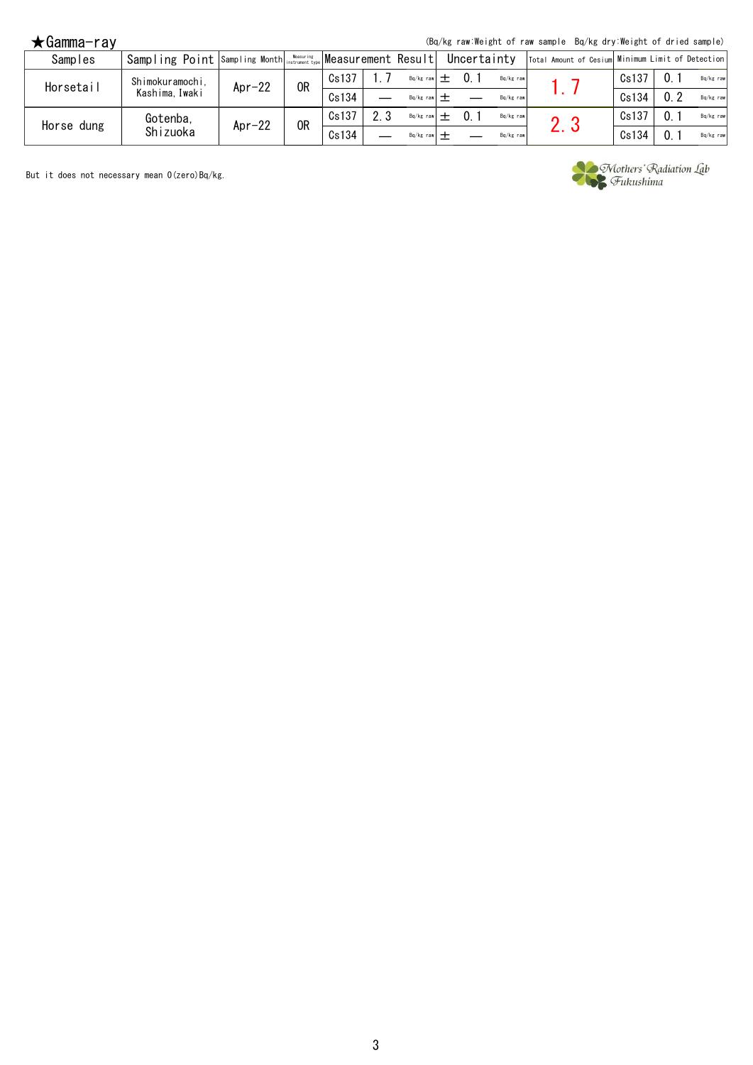## ★Gamma-ray

(Bq/kg raw:Weight of raw sample　Bq/kg dry:Weight of dried sample)

| Samples | Sampling Point | Sampling Month | Measuring instrument type | Measurement Result | | | Uncertainty | | | Total Amount of Cesium | Minimum Limit of Detection | | |
|---|---|---|---|---|---|---|---|---|---|---|---|---|---|
| Horsetail | Shimokuramochi, Kashima, Iwaki | Apr-22 | OR | Cs137 | 1.7 | Bq/kg raw | ± | 0.1 | Bq/kg raw | 1.7 | Cs137 | 0.1 | Bq/kg raw |
| | | | | Cs134 | — | Bq/kg raw | ± | — | Bq/kg raw | | Cs134 | 0.2 | Bq/kg raw |
| Horse dung | Gotenba, Shizuoka | Apr-22 | OR | Cs137 | 2.3 | Bq/kg raw | ± | 0.1 | Bq/kg raw | 2.3 | Cs137 | 0.1 | Bq/kg raw |
| | | | | Cs134 | — | Bq/kg raw | ± | — | Bq/kg raw | | Cs134 | 0.1 | Bq/kg raw |

But it does not necessary mean 0(zero)Bq/kg.

Mothers' Radiation Lab Fukushima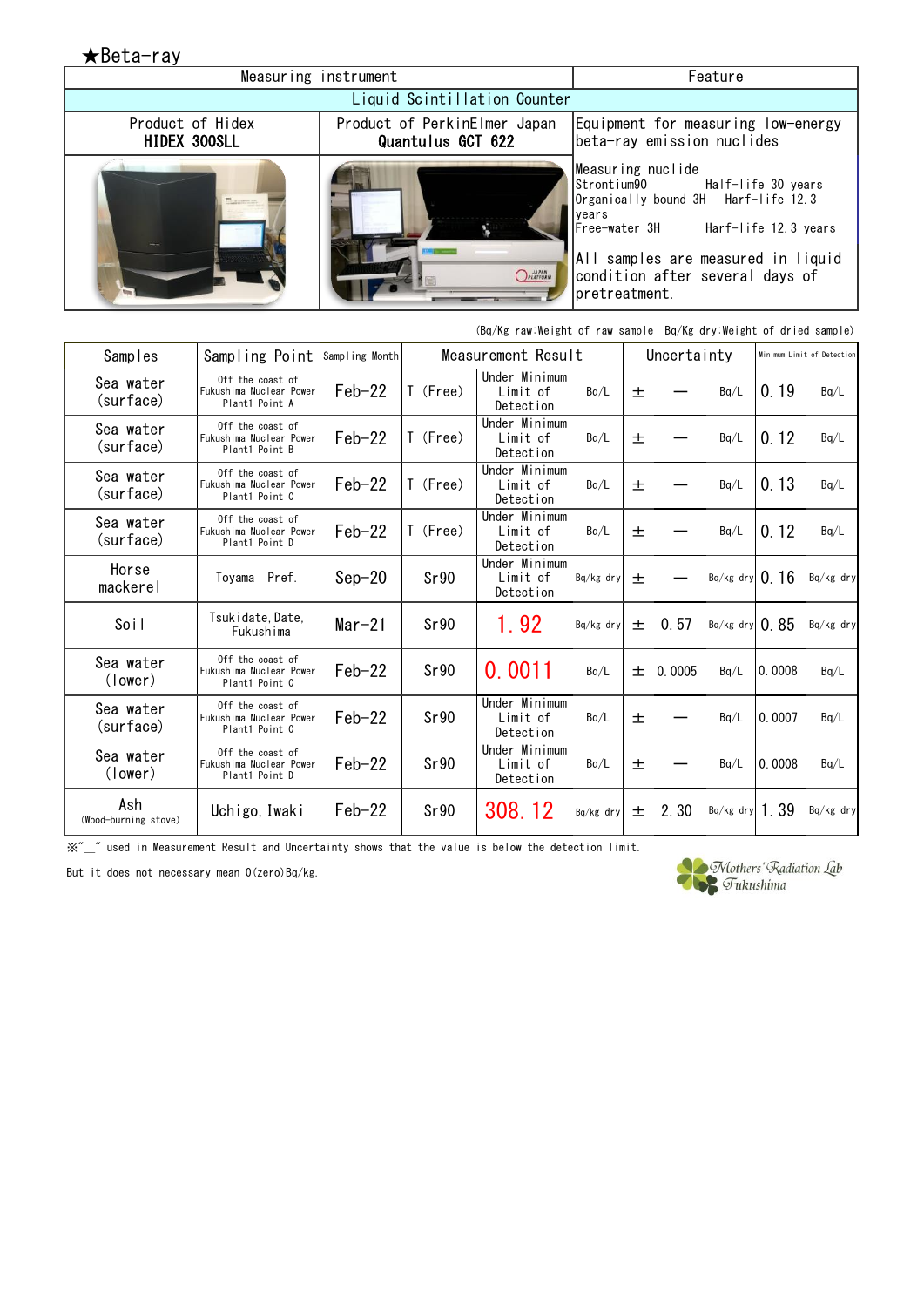## ★Beta-ray

| Measuring instrument | | Feature |
|---|---|---|
| Liquid Scintillation Counter | | |
| Product of Hidex **HIDEX 300SLL** | Product of PerkinElmer Japan **Quantulus GCT 622** | Equipment for measuring low-energy beta-ray emission nuclides |
| | | Measuring nuclide<br>Strontium90 Half-life 30 years<br>Organically bound 3H Harf-life 12.3 years<br>Free-water 3H Harf-life 12.3 years<br><br>All samples are measured in liquid condition after several days of pretreatment. |

(Bq/Kg raw:Weight of raw sample Bq/Kg dry:Weight of dried sample)

| Samples | Sampling Point | Sampling Month | Measurement Result | | | Uncertainty | | | Minimum Limit of Detection | |
|---|---|---|---|---|---|---|---|---|---|---|
| Sea water (surface) | Off the coast of Fukushima Nuclear Power Plant1 Point A | Feb-22 | T (Free) | Under Minimum Limit of Detection | Bq/L | ± | — | Bq/L | 0.19 | Bq/L |
| Sea water (surface) | Off the coast of Fukushima Nuclear Power Plant1 Point B | Feb-22 | T (Free) | Under Minimum Limit of Detection | Bq/L | ± | — | Bq/L | 0.12 | Bq/L |
| Sea water (surface) | Off the coast of Fukushima Nuclear Power Plant1 Point C | Feb-22 | T (Free) | Under Minimum Limit of Detection | Bq/L | ± | — | Bq/L | 0.13 | Bq/L |
| Sea water (surface) | Off the coast of Fukushima Nuclear Power Plant1 Point D | Feb-22 | T (Free) | Under Minimum Limit of Detection | Bq/L | ± | — | Bq/L | 0.12 | Bq/L |
| Horse mackerel | Toyama Pref. | Sep-20 | Sr90 | Under Minimum Limit of Detection | Bq/kg dry | ± | — | Bq/kg dry | 0.16 | Bq/kg dry |
| Soil | Tsukidate, Date, Fukushima | Mar-21 | Sr90 | 1.92 | Bq/kg dry | ± | 0.57 | Bq/kg dry | 0.85 | Bq/kg dry |
| Sea water (lower) | Off the coast of Fukushima Nuclear Power Plant1 Point C | Feb-22 | Sr90 | 0.0011 | Bq/L | ± | 0.0005 | Bq/L | 0.0008 | Bq/L |
| Sea water (surface) | Off the coast of Fukushima Nuclear Power Plant1 Point C | Feb-22 | Sr90 | Under Minimum Limit of Detection | Bq/L | ± | — | Bq/L | 0.0007 | Bq/L |
| Sea water (lower) | Off the coast of Fukushima Nuclear Power Plant1 Point D | Feb-22 | Sr90 | Under Minimum Limit of Detection | Bq/L | ± | — | Bq/L | 0.0008 | Bq/L |
| Ash (Wood-burning stove) | Uchigo, Iwaki | Feb-22 | Sr90 | 308.12 | Bq/kg dry | ± | 2.30 | Bq/kg dry | 1.39 | Bq/kg dry |

※"\_" used in Measurement Result and Uncertainty shows that the value is below the detection limit.

But it does not necessary mean 0(zero)Bq/kg.

Mothers' Radiation Lab Fukushima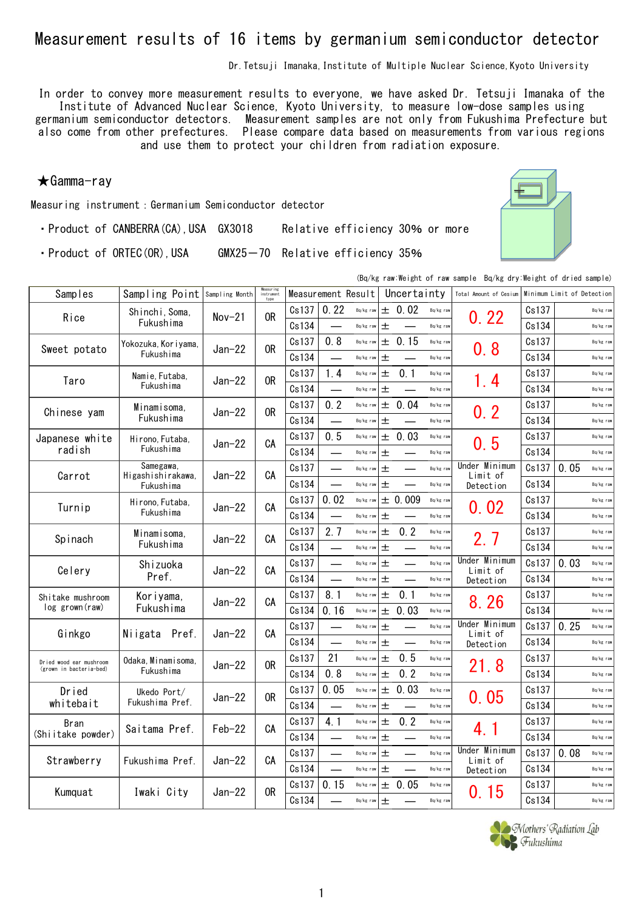# Measurement results of 16 items by germanium semiconductor detector

Dr. Tetsuji Imanaka, Institute of Multiple Nuclear Science, Kyoto University

In order to convey more measurement results to everyone, we have asked Dr. Tetsuji Imanaka of the Institute of Advanced Nuclear Science, Kyoto University, to measure low-dose samples using germanium semiconductor detectors. Measurement samples are not only from Fukushima Prefecture but also come from other prefectures. Please compare data based on measurements from various regions and use them to protect your children from radiation exposure.

★Gamma-ray

Measuring instrument：Germanium Semiconductor detector

・Product of CANBERRA(CA), USA　GX3018　Relative efficiency 30% or more

・Product of ORTEC(OR), USA　GMX25－70　Relative efficiency 35%

(Bq/kg raw: Weight of raw sample　Bq/kg dry: Weight of dried sample)

| Samples | Sampling Point | Sampling Month | Measuring instrument type | Measurement Result | | | Uncertainty | | | Total Amount of Cesium | Minimum Limit of Detection | | |
|---|---|---|---|---|---|---|---|---|---|---|---|---|---|
| Rice | Shinchi, Soma, Fukushima | Nov-21 | OR | Cs137 | 0.22 | Bq/kg raw | ± | 0.02 | Bq/kg raw | 0.22 | Cs137 | | Bq/kg raw |
| | | | | Cs134 | — | Bq/kg raw | ± | — | Bq/kg raw | | Cs134 | | Bq/kg raw |
| Sweet potato | Yokozuka, Koriyama, Fukushima | Jan-22 | OR | Cs137 | 0.8 | Bq/kg raw | ± | 0.15 | Bq/kg raw | 0.8 | Cs137 | | Bq/kg raw |
| | | | | Cs134 | — | Bq/kg raw | ± | — | Bq/kg raw | | Cs134 | | Bq/kg raw |
| Taro | Namie, Futaba, Fukushima | Jan-22 | OR | Cs137 | 1.4 | Bq/kg raw | ± | 0.1 | Bq/kg raw | 1.4 | Cs137 | | Bq/kg raw |
| | | | | Cs134 | — | Bq/kg raw | ± | — | Bq/kg raw | | Cs134 | | Bq/kg raw |
| Chinese yam | Minamisoma, Fukushima | Jan-22 | OR | Cs137 | 0.2 | Bq/kg raw | ± | 0.04 | Bq/kg raw | 0.2 | Cs137 | | Bq/kg raw |
| | | | | Cs134 | — | Bq/kg raw | ± | — | Bq/kg raw | | Cs134 | | Bq/kg raw |
| Japanese white radish | Hirono, Futaba, Fukushima | Jan-22 | CA | Cs137 | 0.5 | Bq/kg raw | ± | 0.03 | Bq/kg raw | 0.5 | Cs137 | | Bq/kg raw |
| | | | | Cs134 | — | Bq/kg raw | ± | — | Bq/kg raw | | Cs134 | | Bq/kg raw |
| Carrot | Samegawa, Higashishirakawa, Fukushima | Jan-22 | CA | Cs137 | — | Bq/kg raw | ± | — | Bq/kg raw | Under Minimum Limit of Detection | Cs137 | 0.05 | Bq/kg raw |
| | | | | Cs134 | — | Bq/kg raw | ± | — | Bq/kg raw | | Cs134 | | Bq/kg raw |
| Turnip | Hirono, Futaba, Fukushima | Jan-22 | CA | Cs137 | 0.02 | Bq/kg raw | ± | 0.009 | Bq/kg raw | 0.02 | Cs137 | | Bq/kg raw |
| | | | | Cs134 | — | Bq/kg raw | ± | — | Bq/kg raw | | Cs134 | | Bq/kg raw |
| Spinach | Minamisoma, Fukushima | Jan-22 | CA | Cs137 | 2.7 | Bq/kg raw | ± | 0.2 | Bq/kg raw | 2.7 | Cs137 | | Bq/kg raw |
| | | | | Cs134 | — | Bq/kg raw | ± | — | Bq/kg raw | | Cs134 | | Bq/kg raw |
| Celery | Shizuoka Pref. | Jan-22 | CA | Cs137 | — | Bq/kg raw | ± | — | Bq/kg raw | Under Minimum Limit of Detection | Cs137 | 0.03 | Bq/kg raw |
| | | | | Cs134 | — | Bq/kg raw | ± | — | Bq/kg raw | | Cs134 | | Bq/kg raw |
| Shitake mushroom log grown(raw) | Koriyama, Fukushima | Jan-22 | CA | Cs137 | 8.1 | Bq/kg raw | ± | 0.1 | Bq/kg raw | 8.26 | Cs137 | | Bq/kg raw |
| | | | | Cs134 | 0.16 | Bq/kg raw | ± | 0.03 | Bq/kg raw | | Cs134 | | Bq/kg raw |
| Ginkgo | Niigata Pref. | Jan-22 | CA | Cs137 | — | Bq/kg raw | ± | — | Bq/kg raw | Under Minimum Limit of Detection | Cs137 | 0.25 | Bq/kg raw |
| | | | | Cs134 | — | Bq/kg raw | ± | — | Bq/kg raw | | Cs134 | | Bq/kg raw |
| Dried wood ear mushroom (grown in bacteria-bed) | Odaka, Minamisoma, Fukushima | Jan-22 | OR | Cs137 | 21 | Bq/kg raw | ± | 0.5 | Bq/kg raw | 21.8 | Cs137 | | Bq/kg raw |
| | | | | Cs134 | 0.8 | Bq/kg raw | ± | 0.2 | Bq/kg raw | | Cs134 | | Bq/kg raw |
| Dried whitebait | Ukedo Port/ Fukushima Pref. | Jan-22 | OR | Cs137 | 0.05 | Bq/kg raw | ± | 0.03 | Bq/kg raw | 0.05 | Cs137 | | Bq/kg raw |
| | | | | Cs134 | — | Bq/kg raw | ± | — | Bq/kg raw | | Cs134 | | Bq/kg raw |
| Bran (Shiitake powder) | Saitama Pref. | Feb-22 | CA | Cs137 | 4.1 | Bq/kg raw | ± | 0.2 | Bq/kg raw | 4.1 | Cs137 | | Bq/kg raw |
| | | | | Cs134 | — | Bq/kg raw | ± | — | Bq/kg raw | | Cs134 | | Bq/kg raw |
| Strawberry | Fukushima Pref. | Jan-22 | CA | Cs137 | — | Bq/kg raw | ± | — | Bq/kg raw | Under Minimum Limit of Detection | Cs137 | 0.08 | Bq/kg raw |
| | | | | Cs134 | — | Bq/kg raw | ± | — | Bq/kg raw | | Cs134 | | Bq/kg raw |
| Kumquat | Iwaki City | Jan-22 | OR | Cs137 | 0.15 | Bq/kg raw | ± | 0.05 | Bq/kg raw | 0.15 | Cs137 | | Bq/kg raw |
| | | | | Cs134 | — | Bq/kg raw | ± | — | Bq/kg raw | | Cs134 | | Bq/kg raw |

Mothers' Radiation Lab Fukushima